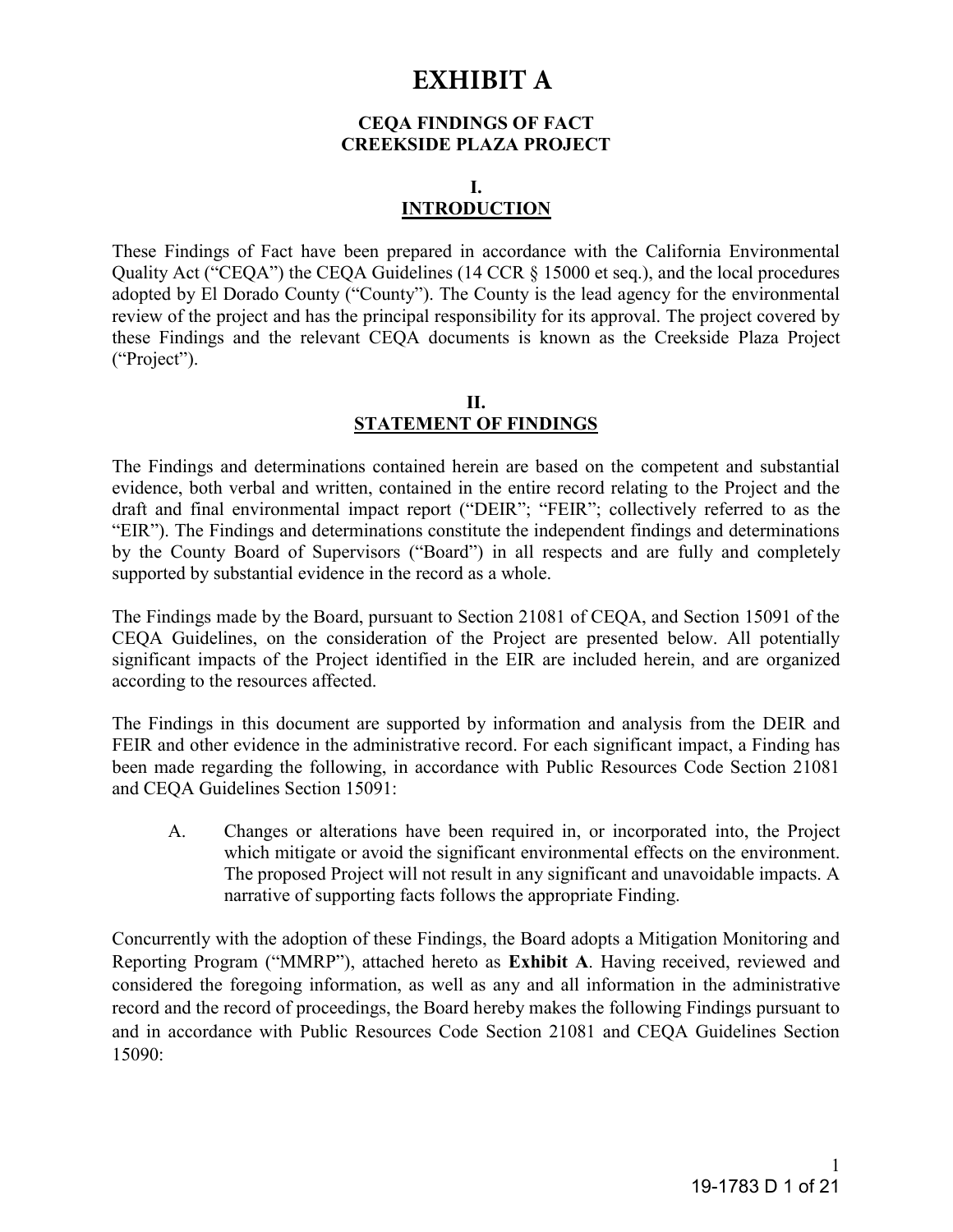# EXHIBIT A

## CEQA FINDINGS OF FACT
## CREEKSIDE PLAZA PROJECT

## I.
## INTRODUCTION

These Findings of Fact have been prepared in accordance with the California Environmental Quality Act ("CEQA") the CEQA Guidelines (14 CCR § 15000 et seq.), and the local procedures adopted by El Dorado County ("County"). The County is the lead agency for the environmental review of the project and has the principal responsibility for its approval. The project covered by these Findings and the relevant CEQA documents is known as the Creekside Plaza Project ("Project").

## II.
## STATEMENT OF FINDINGS

The Findings and determinations contained herein are based on the competent and substantial evidence, both verbal and written, contained in the entire record relating to the Project and the draft and final environmental impact report ("DEIR"; "FEIR"; collectively referred to as the "EIR"). The Findings and determinations constitute the independent findings and determinations by the County Board of Supervisors ("Board") in all respects and are fully and completely supported by substantial evidence in the record as a whole.

The Findings made by the Board, pursuant to Section 21081 of CEQA, and Section 15091 of the CEQA Guidelines, on the consideration of the Project are presented below. All potentially significant impacts of the Project identified in the EIR are included herein, and are organized according to the resources affected.

The Findings in this document are supported by information and analysis from the DEIR and FEIR and other evidence in the administrative record. For each significant impact, a Finding has been made regarding the following, in accordance with Public Resources Code Section 21081 and CEQA Guidelines Section 15091:

A. Changes or alterations have been required in, or incorporated into, the Project which mitigate or avoid the significant environmental effects on the environment. The proposed Project will not result in any significant and unavoidable impacts. A narrative of supporting facts follows the appropriate Finding.

Concurrently with the adoption of these Findings, the Board adopts a Mitigation Monitoring and Reporting Program ("MMRP"), attached hereto as **Exhibit A**. Having received, reviewed and considered the foregoing information, as well as any and all information in the administrative record and the record of proceedings, the Board hereby makes the following Findings pursuant to and in accordance with Public Resources Code Section 21081 and CEQA Guidelines Section 15090: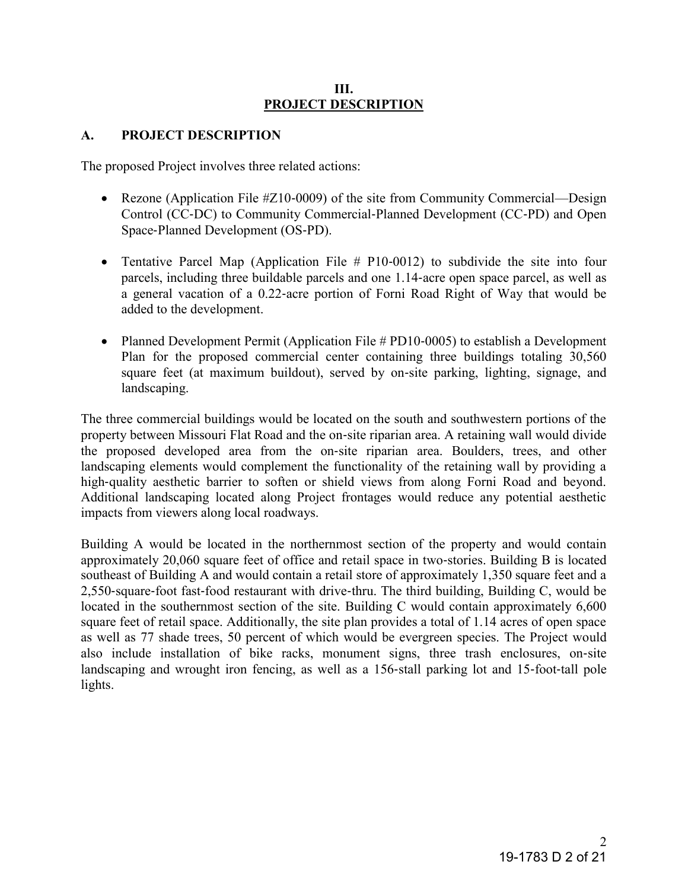# III.
# PROJECT DESCRIPTION

## A. PROJECT DESCRIPTION

The proposed Project involves three related actions:

- Rezone (Application File #Z10-0009) of the site from Community Commercial—Design Control (CC-DC) to Community Commercial-Planned Development (CC-PD) and Open Space-Planned Development (OS-PD).
- Tentative Parcel Map (Application File # P10-0012) to subdivide the site into four parcels, including three buildable parcels and one 1.14-acre open space parcel, as well as a general vacation of a 0.22-acre portion of Forni Road Right of Way that would be added to the development.
- Planned Development Permit (Application File # PD10-0005) to establish a Development Plan for the proposed commercial center containing three buildings totaling 30,560 square feet (at maximum buildout), served by on-site parking, lighting, signage, and landscaping.

The three commercial buildings would be located on the south and southwestern portions of the property between Missouri Flat Road and the on-site riparian area. A retaining wall would divide the proposed developed area from the on-site riparian area. Boulders, trees, and other landscaping elements would complement the functionality of the retaining wall by providing a high-quality aesthetic barrier to soften or shield views from along Forni Road and beyond. Additional landscaping located along Project frontages would reduce any potential aesthetic impacts from viewers along local roadways.

Building A would be located in the northernmost section of the property and would contain approximately 20,060 square feet of office and retail space in two-stories. Building B is located southeast of Building A and would contain a retail store of approximately 1,350 square feet and a 2,550-square-foot fast-food restaurant with drive-thru. The third building, Building C, would be located in the southernmost section of the site. Building C would contain approximately 6,600 square feet of retail space. Additionally, the site plan provides a total of 1.14 acres of open space as well as 77 shade trees, 50 percent of which would be evergreen species. The Project would also include installation of bike racks, monument signs, three trash enclosures, on-site landscaping and wrought iron fencing, as well as a 156-stall parking lot and 15-foot-tall pole lights.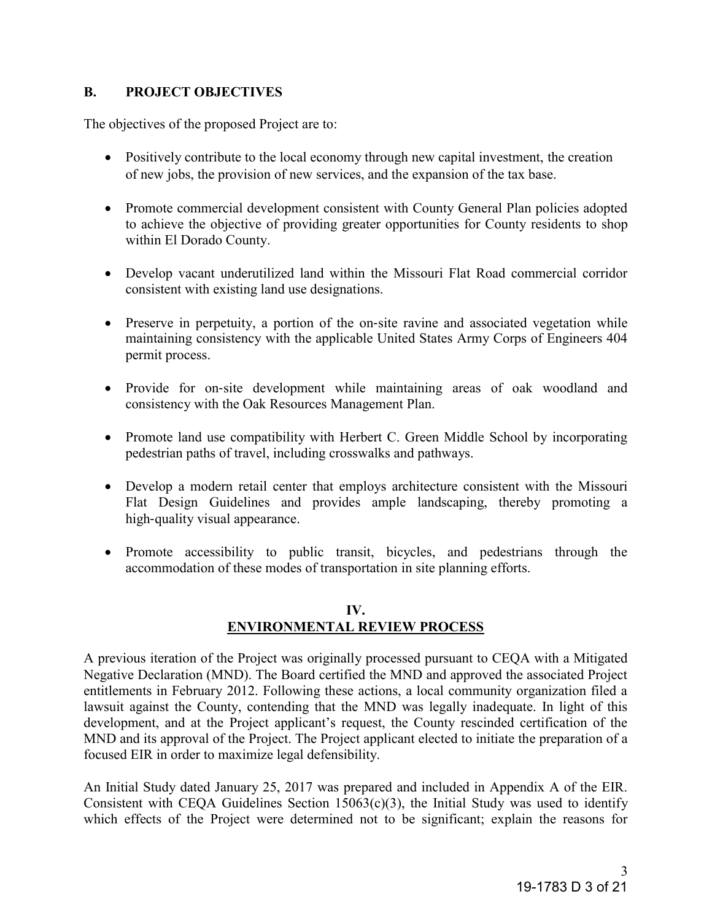## B. PROJECT OBJECTIVES

The objectives of the proposed Project are to:

- Positively contribute to the local economy through new capital investment, the creation of new jobs, the provision of new services, and the expansion of the tax base.
- Promote commercial development consistent with County General Plan policies adopted to achieve the objective of providing greater opportunities for County residents to shop within El Dorado County.
- Develop vacant underutilized land within the Missouri Flat Road commercial corridor consistent with existing land use designations.
- Preserve in perpetuity, a portion of the on-site ravine and associated vegetation while maintaining consistency with the applicable United States Army Corps of Engineers 404 permit process.
- Provide for on-site development while maintaining areas of oak woodland and consistency with the Oak Resources Management Plan.
- Promote land use compatibility with Herbert C. Green Middle School by incorporating pedestrian paths of travel, including crosswalks and pathways.
- Develop a modern retail center that employs architecture consistent with the Missouri Flat Design Guidelines and provides ample landscaping, thereby promoting a high-quality visual appearance.
- Promote accessibility to public transit, bicycles, and pedestrians through the accommodation of these modes of transportation in site planning efforts.

# IV. ENVIRONMENTAL REVIEW PROCESS

A previous iteration of the Project was originally processed pursuant to CEQA with a Mitigated Negative Declaration (MND). The Board certified the MND and approved the associated Project entitlements in February 2012. Following these actions, a local community organization filed a lawsuit against the County, contending that the MND was legally inadequate. In light of this development, and at the Project applicant's request, the County rescinded certification of the MND and its approval of the Project. The Project applicant elected to initiate the preparation of a focused EIR in order to maximize legal defensibility.

An Initial Study dated January 25, 2017 was prepared and included in Appendix A of the EIR. Consistent with CEQA Guidelines Section 15063(c)(3), the Initial Study was used to identify which effects of the Project were determined not to be significant; explain the reasons for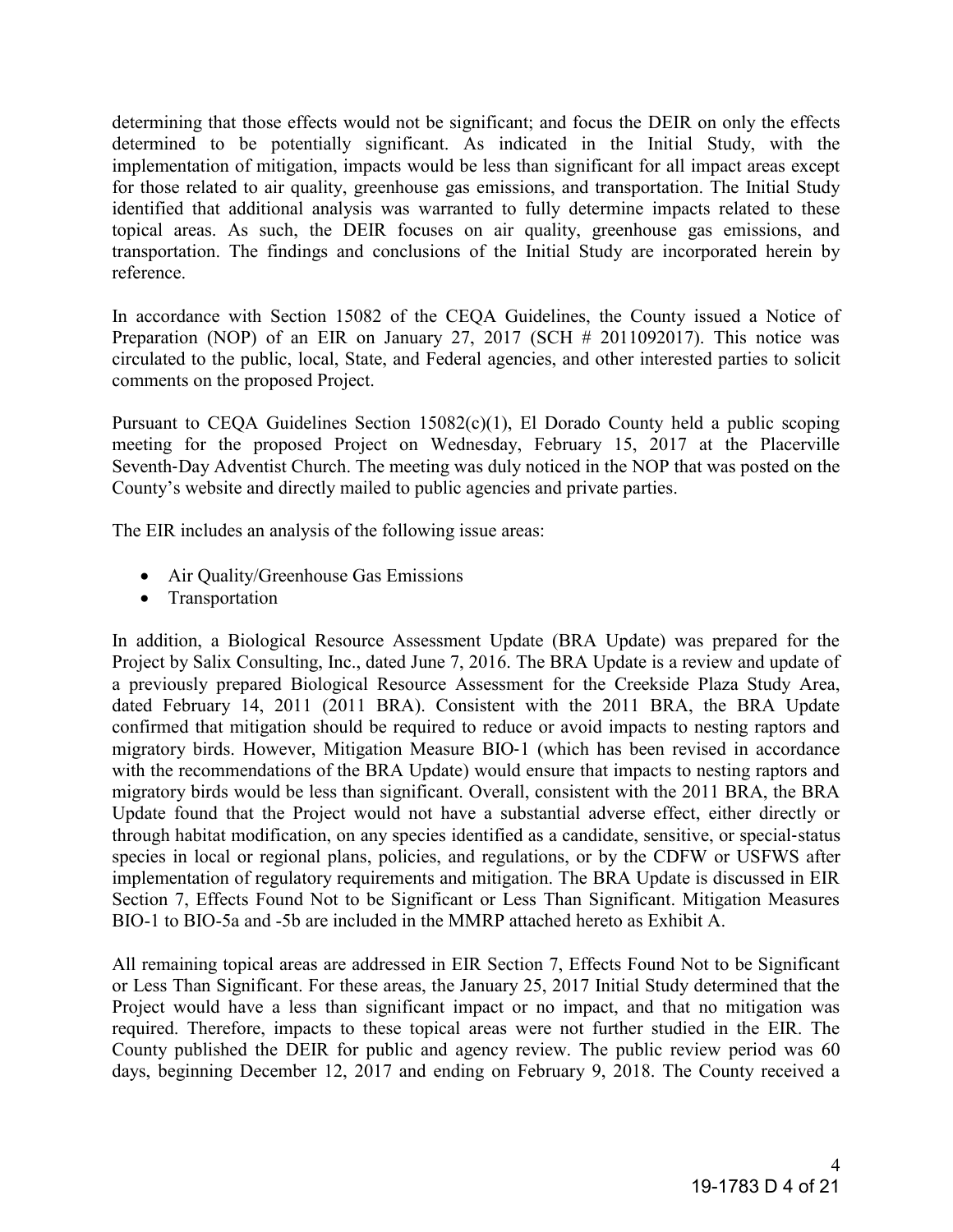determining that those effects would not be significant; and focus the DEIR on only the effects determined to be potentially significant. As indicated in the Initial Study, with the implementation of mitigation, impacts would be less than significant for all impact areas except for those related to air quality, greenhouse gas emissions, and transportation. The Initial Study identified that additional analysis was warranted to fully determine impacts related to these topical areas. As such, the DEIR focuses on air quality, greenhouse gas emissions, and transportation. The findings and conclusions of the Initial Study are incorporated herein by reference.

In accordance with Section 15082 of the CEQA Guidelines, the County issued a Notice of Preparation (NOP) of an EIR on January 27, 2017 (SCH # 2011092017). This notice was circulated to the public, local, State, and Federal agencies, and other interested parties to solicit comments on the proposed Project.

Pursuant to CEQA Guidelines Section 15082(c)(1), El Dorado County held a public scoping meeting for the proposed Project on Wednesday, February 15, 2017 at the Placerville Seventh-Day Adventist Church. The meeting was duly noticed in the NOP that was posted on the County's website and directly mailed to public agencies and private parties.

The EIR includes an analysis of the following issue areas:

- Air Quality/Greenhouse Gas Emissions
- Transportation

In addition, a Biological Resource Assessment Update (BRA Update) was prepared for the Project by Salix Consulting, Inc., dated June 7, 2016. The BRA Update is a review and update of a previously prepared Biological Resource Assessment for the Creekside Plaza Study Area, dated February 14, 2011 (2011 BRA). Consistent with the 2011 BRA, the BRA Update confirmed that mitigation should be required to reduce or avoid impacts to nesting raptors and migratory birds. However, Mitigation Measure BIO-1 (which has been revised in accordance with the recommendations of the BRA Update) would ensure that impacts to nesting raptors and migratory birds would be less than significant. Overall, consistent with the 2011 BRA, the BRA Update found that the Project would not have a substantial adverse effect, either directly or through habitat modification, on any species identified as a candidate, sensitive, or special-status species in local or regional plans, policies, and regulations, or by the CDFW or USFWS after implementation of regulatory requirements and mitigation. The BRA Update is discussed in EIR Section 7, Effects Found Not to be Significant or Less Than Significant. Mitigation Measures BIO-1 to BIO-5a and -5b are included in the MMRP attached hereto as Exhibit A.

All remaining topical areas are addressed in EIR Section 7, Effects Found Not to be Significant or Less Than Significant. For these areas, the January 25, 2017 Initial Study determined that the Project would have a less than significant impact or no impact, and that no mitigation was required. Therefore, impacts to these topical areas were not further studied in the EIR. The County published the DEIR for public and agency review. The public review period was 60 days, beginning December 12, 2017 and ending on February 9, 2018. The County received a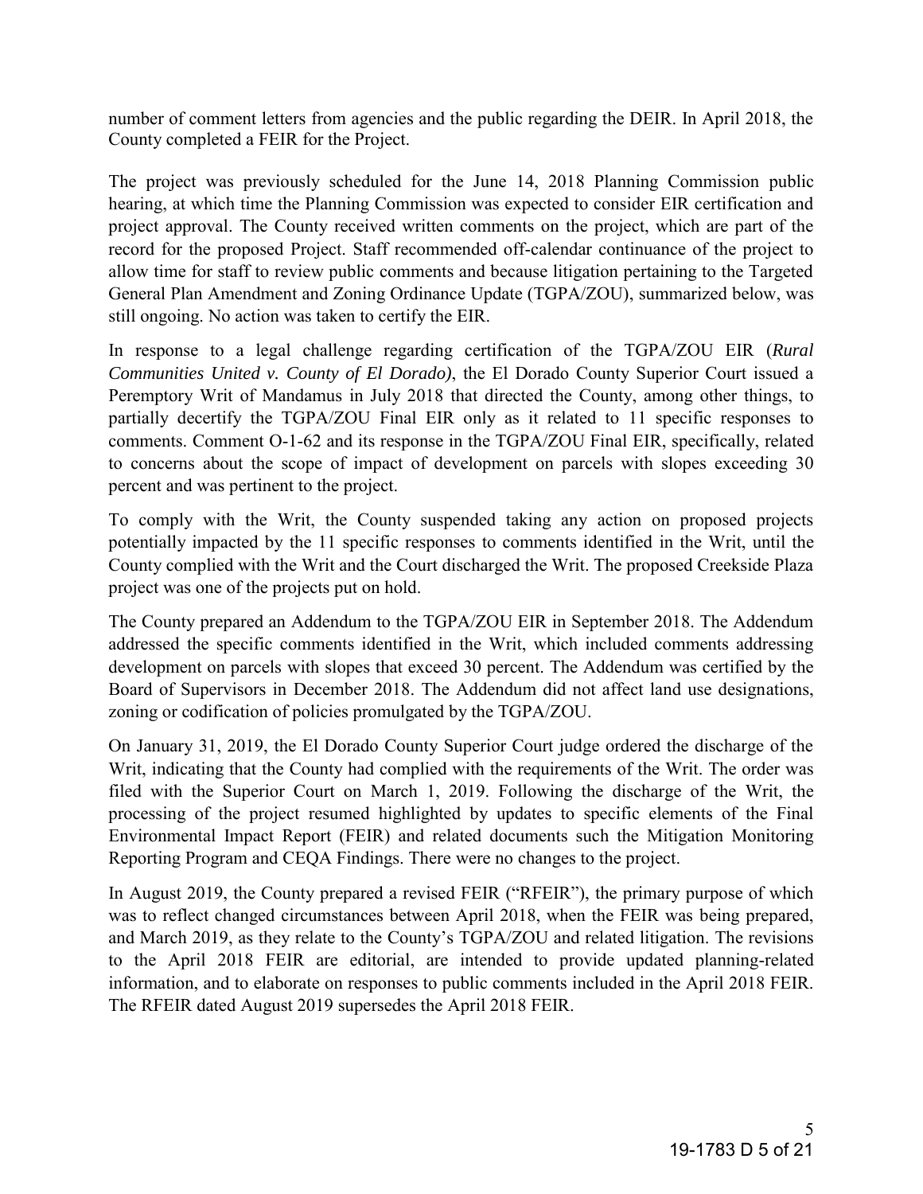number of comment letters from agencies and the public regarding the DEIR. In April 2018, the County completed a FEIR for the Project.

The project was previously scheduled for the June 14, 2018 Planning Commission public hearing, at which time the Planning Commission was expected to consider EIR certification and project approval. The County received written comments on the project, which are part of the record for the proposed Project. Staff recommended off-calendar continuance of the project to allow time for staff to review public comments and because litigation pertaining to the Targeted General Plan Amendment and Zoning Ordinance Update (TGPA/ZOU), summarized below, was still ongoing. No action was taken to certify the EIR.

In response to a legal challenge regarding certification of the TGPA/ZOU EIR (***Rural Communities United v. County of El Dorado)***, the El Dorado County Superior Court issued a Peremptory Writ of Mandamus in July 2018 that directed the County, among other things, to partially decertify the TGPA/ZOU Final EIR only as it related to 11 specific responses to comments. Comment O-1-62 and its response in the TGPA/ZOU Final EIR, specifically, related to concerns about the scope of impact of development on parcels with slopes exceeding 30 percent and was pertinent to the project.

To comply with the Writ, the County suspended taking any action on proposed projects potentially impacted by the 11 specific responses to comments identified in the Writ, until the County complied with the Writ and the Court discharged the Writ. The proposed Creekside Plaza project was one of the projects put on hold.

The County prepared an Addendum to the TGPA/ZOU EIR in September 2018. The Addendum addressed the specific comments identified in the Writ, which included comments addressing development on parcels with slopes that exceed 30 percent. The Addendum was certified by the Board of Supervisors in December 2018. The Addendum did not affect land use designations, zoning or codification of policies promulgated by the TGPA/ZOU.

On January 31, 2019, the El Dorado County Superior Court judge ordered the discharge of the Writ, indicating that the County had complied with the requirements of the Writ. The order was filed with the Superior Court on March 1, 2019. Following the discharge of the Writ, the processing of the project resumed highlighted by updates to specific elements of the Final Environmental Impact Report (FEIR) and related documents such the Mitigation Monitoring Reporting Program and CEQA Findings. There were no changes to the project.

In August 2019, the County prepared a revised FEIR ("RFEIR"), the primary purpose of which was to reflect changed circumstances between April 2018, when the FEIR was being prepared, and March 2019, as they relate to the County's TGPA/ZOU and related litigation. The revisions to the April 2018 FEIR are editorial, are intended to provide updated planning-related information, and to elaborate on responses to public comments included in the April 2018 FEIR. The RFEIR dated August 2019 supersedes the April 2018 FEIR.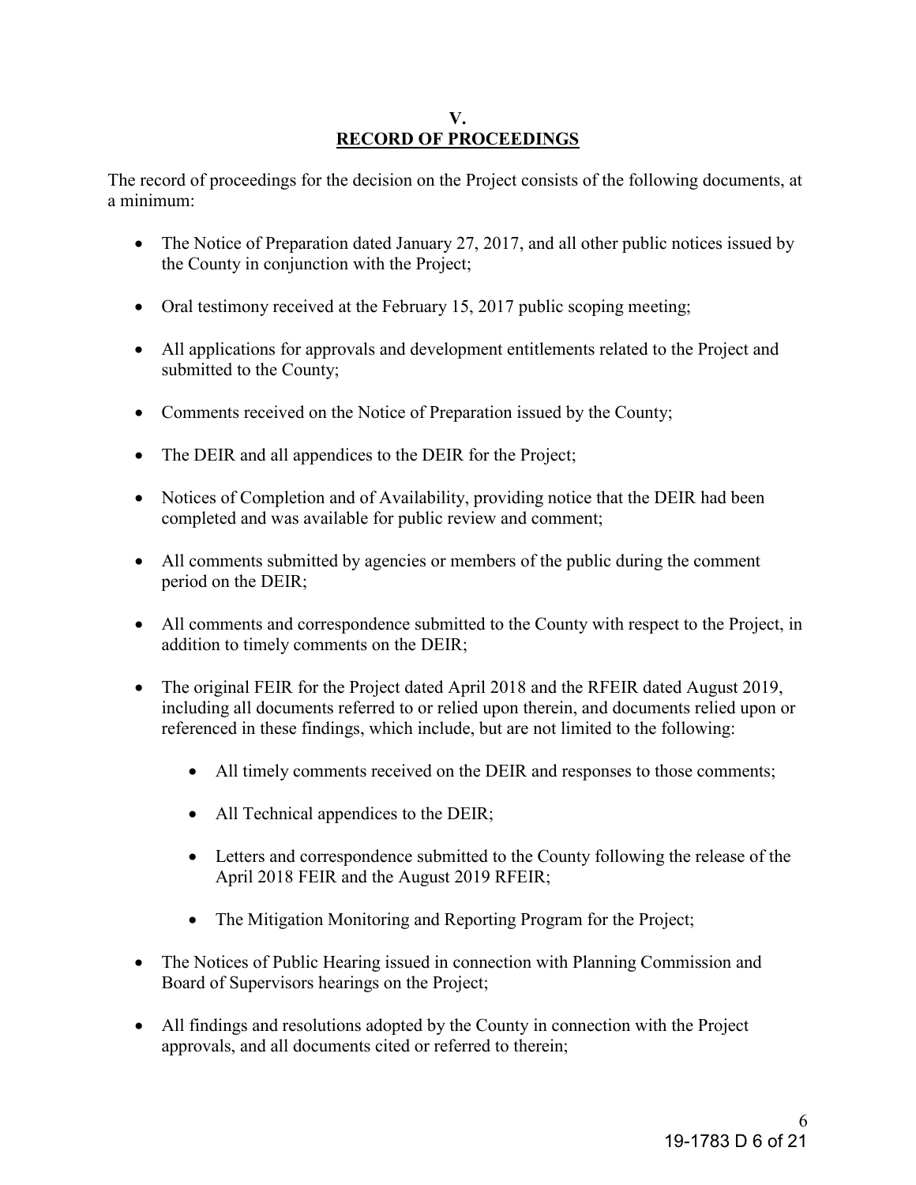## V.
## RECORD OF PROCEEDINGS

The record of proceedings for the decision on the Project consists of the following documents, at a minimum:

- The Notice of Preparation dated January 27, 2017, and all other public notices issued by the County in conjunction with the Project;
- Oral testimony received at the February 15, 2017 public scoping meeting;
- All applications for approvals and development entitlements related to the Project and submitted to the County;
- Comments received on the Notice of Preparation issued by the County;
- The DEIR and all appendices to the DEIR for the Project;
- Notices of Completion and of Availability, providing notice that the DEIR had been completed and was available for public review and comment;
- All comments submitted by agencies or members of the public during the comment period on the DEIR;
- All comments and correspondence submitted to the County with respect to the Project, in addition to timely comments on the DEIR;
- The original FEIR for the Project dated April 2018 and the RFEIR dated August 2019, including all documents referred to or relied upon therein, and documents relied upon or referenced in these findings, which include, but are not limited to the following:
    - All timely comments received on the DEIR and responses to those comments;
    - All Technical appendices to the DEIR;
    - Letters and correspondence submitted to the County following the release of the April 2018 FEIR and the August 2019 RFEIR;
    - The Mitigation Monitoring and Reporting Program for the Project;
- The Notices of Public Hearing issued in connection with Planning Commission and Board of Supervisors hearings on the Project;
- All findings and resolutions adopted by the County in connection with the Project approvals, and all documents cited or referred to therein;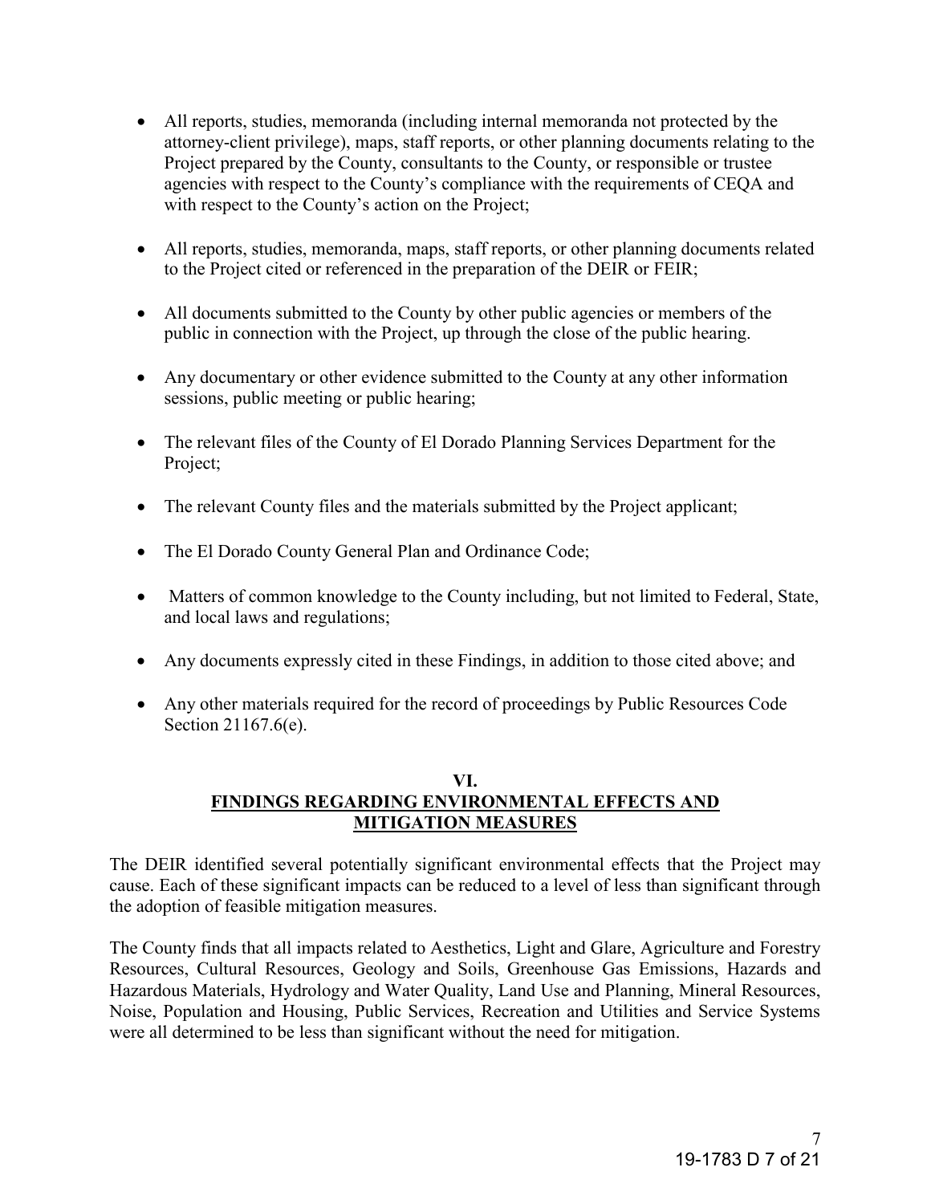- All reports, studies, memoranda (including internal memoranda not protected by the attorney-client privilege), maps, staff reports, or other planning documents relating to the Project prepared by the County, consultants to the County, or responsible or trustee agencies with respect to the County's compliance with the requirements of CEQA and with respect to the County's action on the Project;

- All reports, studies, memoranda, maps, staff reports, or other planning documents related to the Project cited or referenced in the preparation of the DEIR or FEIR;

- All documents submitted to the County by other public agencies or members of the public in connection with the Project, up through the close of the public hearing.

- Any documentary or other evidence submitted to the County at any other information sessions, public meeting or public hearing;

- The relevant files of the County of El Dorado Planning Services Department for the Project;

- The relevant County files and the materials submitted by the Project applicant;

- The El Dorado County General Plan and Ordinance Code;

- Matters of common knowledge to the County including, but not limited to Federal, State, and local laws and regulations;

- Any documents expressly cited in these Findings, in addition to those cited above; and

- Any other materials required for the record of proceedings by Public Resources Code Section 21167.6(e).

## VI.
## FINDINGS REGARDING ENVIRONMENTAL EFFECTS AND MITIGATION MEASURES

The DEIR identified several potentially significant environmental effects that the Project may cause. Each of these significant impacts can be reduced to a level of less than significant through the adoption of feasible mitigation measures.

The County finds that all impacts related to Aesthetics, Light and Glare, Agriculture and Forestry Resources, Cultural Resources, Geology and Soils, Greenhouse Gas Emissions, Hazards and Hazardous Materials, Hydrology and Water Quality, Land Use and Planning, Mineral Resources, Noise, Population and Housing, Public Services, Recreation and Utilities and Service Systems were all determined to be less than significant without the need for mitigation.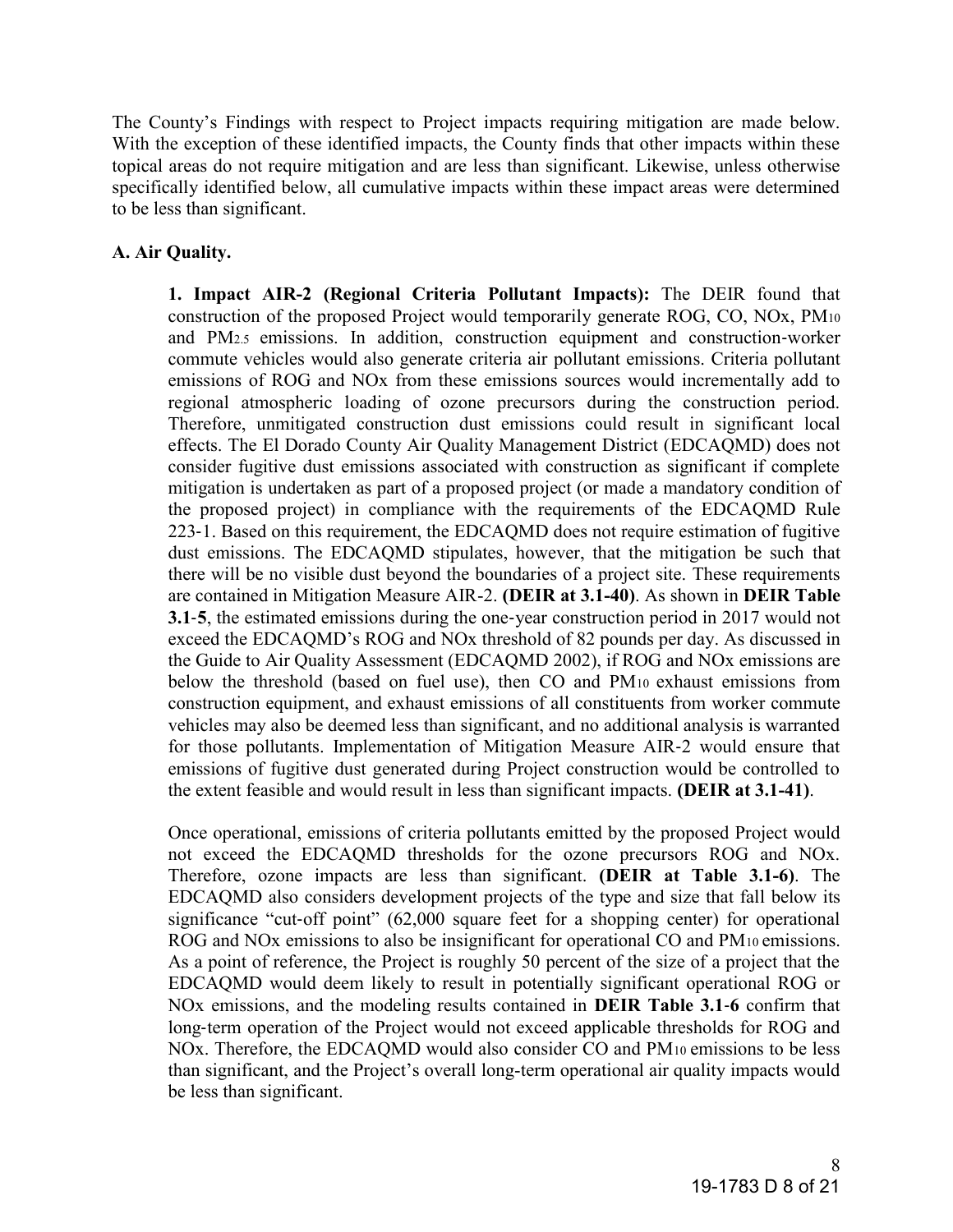The County's Findings with respect to Project impacts requiring mitigation are made below. With the exception of these identified impacts, the County finds that other impacts within these topical areas do not require mitigation and are less than significant. Likewise, unless otherwise specifically identified below, all cumulative impacts within these impact areas were determined to be less than significant.

**A. Air Quality.**

**1. Impact AIR-2 (Regional Criteria Pollutant Impacts):** The DEIR found that construction of the proposed Project would temporarily generate ROG, CO, NOx, $PM_{10}$ and $PM_{2.5}$ emissions. In addition, construction equipment and construction-worker commute vehicles would also generate criteria air pollutant emissions. Criteria pollutant emissions of ROG and NOx from these emissions sources would incrementally add to regional atmospheric loading of ozone precursors during the construction period. Therefore, unmitigated construction dust emissions could result in significant local effects. The El Dorado County Air Quality Management District (EDCAQMD) does not consider fugitive dust emissions associated with construction as significant if complete mitigation is undertaken as part of a proposed project (or made a mandatory condition of the proposed project) in compliance with the requirements of the EDCAQMD Rule 223-1. Based on this requirement, the EDCAQMD does not require estimation of fugitive dust emissions. The EDCAQMD stipulates, however, that the mitigation be such that there will be no visible dust beyond the boundaries of a project site. These requirements are contained in Mitigation Measure AIR-2. **(DEIR at 3.1-40)**. As shown in **DEIR Table 3.1-5**, the estimated emissions during the one-year construction period in 2017 would not exceed the EDCAQMD's ROG and NOx threshold of 82 pounds per day. As discussed in the Guide to Air Quality Assessment (EDCAQMD 2002), if ROG and NOx emissions are below the threshold (based on fuel use), then CO and $PM_{10}$ exhaust emissions from construction equipment, and exhaust emissions of all constituents from worker commute vehicles may also be deemed less than significant, and no additional analysis is warranted for those pollutants. Implementation of Mitigation Measure AIR-2 would ensure that emissions of fugitive dust generated during Project construction would be controlled to the extent feasible and would result in less than significant impacts. **(DEIR at 3.1-41)**.

Once operational, emissions of criteria pollutants emitted by the proposed Project would not exceed the EDCAQMD thresholds for the ozone precursors ROG and NOx. Therefore, ozone impacts are less than significant. **(DEIR at Table 3.1-6)**. The EDCAQMD also considers development projects of the type and size that fall below its significance "cut-off point" (62,000 square feet for a shopping center) for operational ROG and NOx emissions to also be insignificant for operational CO and $PM_{10}$ emissions. As a point of reference, the Project is roughly 50 percent of the size of a project that the EDCAQMD would deem likely to result in potentially significant operational ROG or NOx emissions, and the modeling results contained in **DEIR Table 3.1-6** confirm that long-term operation of the Project would not exceed applicable thresholds for ROG and NOx. Therefore, the EDCAQMD would also consider CO and $PM_{10}$ emissions to be less than significant, and the Project's overall long-term operational air quality impacts would be less than significant.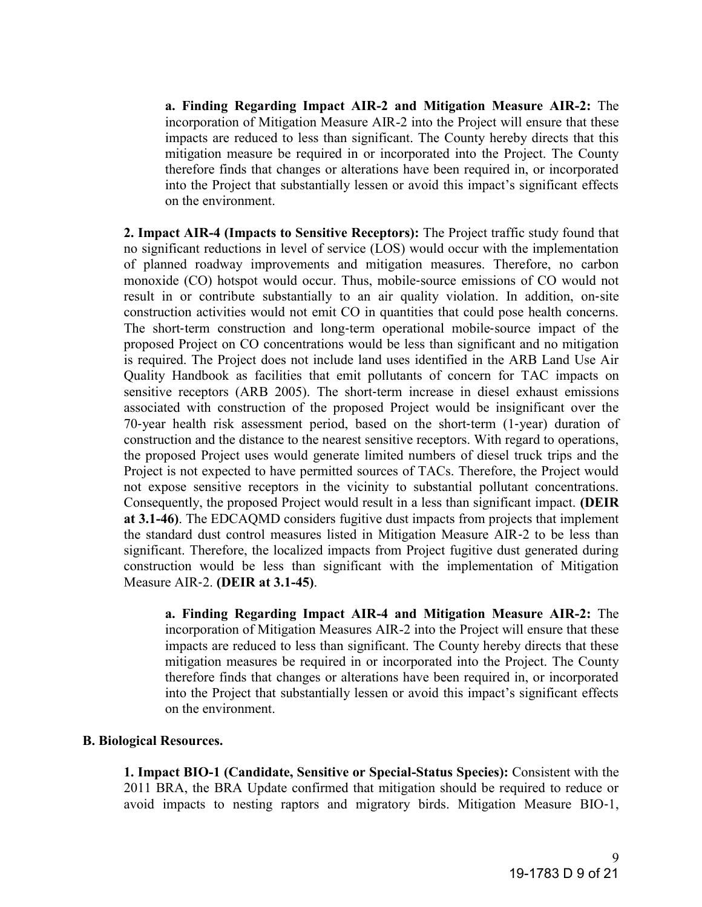**a. Finding Regarding Impact AIR-2 and Mitigation Measure AIR-2:** The incorporation of Mitigation Measure AIR-2 into the Project will ensure that these impacts are reduced to less than significant. The County hereby directs that this mitigation measure be required in or incorporated into the Project. The County therefore finds that changes or alterations have been required in, or incorporated into the Project that substantially lessen or avoid this impact's significant effects on the environment.

**2. Impact AIR-4 (Impacts to Sensitive Receptors):** The Project traffic study found that no significant reductions in level of service (LOS) would occur with the implementation of planned roadway improvements and mitigation measures. Therefore, no carbon monoxide (CO) hotspot would occur. Thus, mobile-source emissions of CO would not result in or contribute substantially to an air quality violation. In addition, on-site construction activities would not emit CO in quantities that could pose health concerns. The short-term construction and long-term operational mobile-source impact of the proposed Project on CO concentrations would be less than significant and no mitigation is required. The Project does not include land uses identified in the ARB Land Use Air Quality Handbook as facilities that emit pollutants of concern for TAC impacts on sensitive receptors (ARB 2005). The short-term increase in diesel exhaust emissions associated with construction of the proposed Project would be insignificant over the 70-year health risk assessment period, based on the short-term (1-year) duration of construction and the distance to the nearest sensitive receptors. With regard to operations, the proposed Project uses would generate limited numbers of diesel truck trips and the Project is not expected to have permitted sources of TACs. Therefore, the Project would not expose sensitive receptors in the vicinity to substantial pollutant concentrations. Consequently, the proposed Project would result in a less than significant impact. **(DEIR at 3.1-46)**. The EDCAQMD considers fugitive dust impacts from projects that implement the standard dust control measures listed in Mitigation Measure AIR-2 to be less than significant. Therefore, the localized impacts from Project fugitive dust generated during construction would be less than significant with the implementation of Mitigation Measure AIR-2. **(DEIR at 3.1-45)**.

**a. Finding Regarding Impact AIR-4 and Mitigation Measure AIR-2:** The incorporation of Mitigation Measures AIR-2 into the Project will ensure that these impacts are reduced to less than significant. The County hereby directs that these mitigation measures be required in or incorporated into the Project. The County therefore finds that changes or alterations have been required in, or incorporated into the Project that substantially lessen or avoid this impact's significant effects on the environment.

**B. Biological Resources.**

**1. Impact BIO-1 (Candidate, Sensitive or Special-Status Species):** Consistent with the 2011 BRA, the BRA Update confirmed that mitigation should be required to reduce or avoid impacts to nesting raptors and migratory birds. Mitigation Measure BIO-1,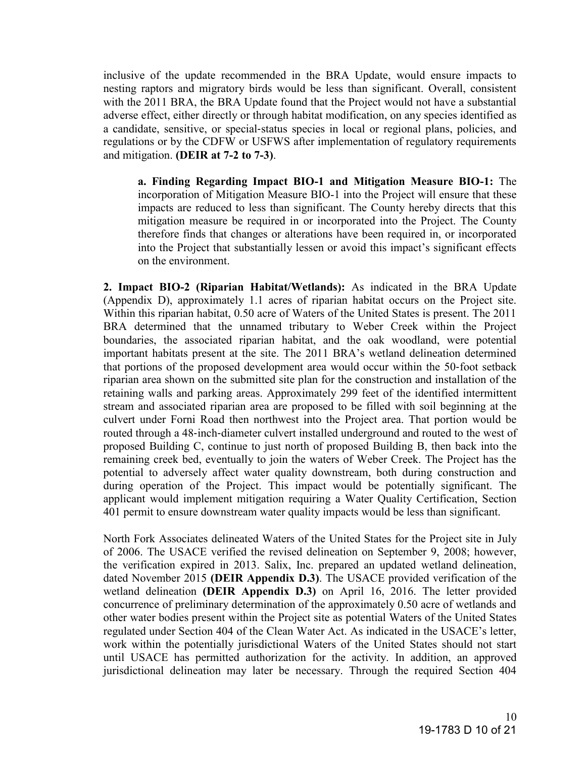inclusive of the update recommended in the BRA Update, would ensure impacts to nesting raptors and migratory birds would be less than significant. Overall, consistent with the 2011 BRA, the BRA Update found that the Project would not have a substantial adverse effect, either directly or through habitat modification, on any species identified as a candidate, sensitive, or special-status species in local or regional plans, policies, and regulations or by the CDFW or USFWS after implementation of regulatory requirements and mitigation. **(DEIR at 7-2 to 7-3)**.

> **a. Finding Regarding Impact BIO-1 and Mitigation Measure BIO-1:** The incorporation of Mitigation Measure BIO-1 into the Project will ensure that these impacts are reduced to less than significant. The County hereby directs that this mitigation measure be required in or incorporated into the Project. The County therefore finds that changes or alterations have been required in, or incorporated into the Project that substantially lessen or avoid this impact's significant effects on the environment.

**2. Impact BIO-2 (Riparian Habitat/Wetlands):** As indicated in the BRA Update (Appendix D), approximately 1.1 acres of riparian habitat occurs on the Project site. Within this riparian habitat, 0.50 acre of Waters of the United States is present. The 2011 BRA determined that the unnamed tributary to Weber Creek within the Project boundaries, the associated riparian habitat, and the oak woodland, were potential important habitats present at the site. The 2011 BRA's wetland delineation determined that portions of the proposed development area would occur within the 50-foot setback riparian area shown on the submitted site plan for the construction and installation of the retaining walls and parking areas. Approximately 299 feet of the identified intermittent stream and associated riparian area are proposed to be filled with soil beginning at the culvert under Forni Road then northwest into the Project area. That portion would be routed through a 48-inch-diameter culvert installed underground and routed to the west of proposed Building C, continue to just north of proposed Building B, then back into the remaining creek bed, eventually to join the waters of Weber Creek. The Project has the potential to adversely affect water quality downstream, both during construction and during operation of the Project. This impact would be potentially significant. The applicant would implement mitigation requiring a Water Quality Certification, Section 401 permit to ensure downstream water quality impacts would be less than significant.

North Fork Associates delineated Waters of the United States for the Project site in July of 2006. The USACE verified the revised delineation on September 9, 2008; however, the verification expired in 2013. Salix, Inc. prepared an updated wetland delineation, dated November 2015 **(DEIR Appendix D.3)**. The USACE provided verification of the wetland delineation **(DEIR Appendix D.3)** on April 16, 2016. The letter provided concurrence of preliminary determination of the approximately 0.50 acre of wetlands and other water bodies present within the Project site as potential Waters of the United States regulated under Section 404 of the Clean Water Act. As indicated in the USACE's letter, work within the potentially jurisdictional Waters of the United States should not start until USACE has permitted authorization for the activity. In addition, an approved jurisdictional delineation may later be necessary. Through the required Section 404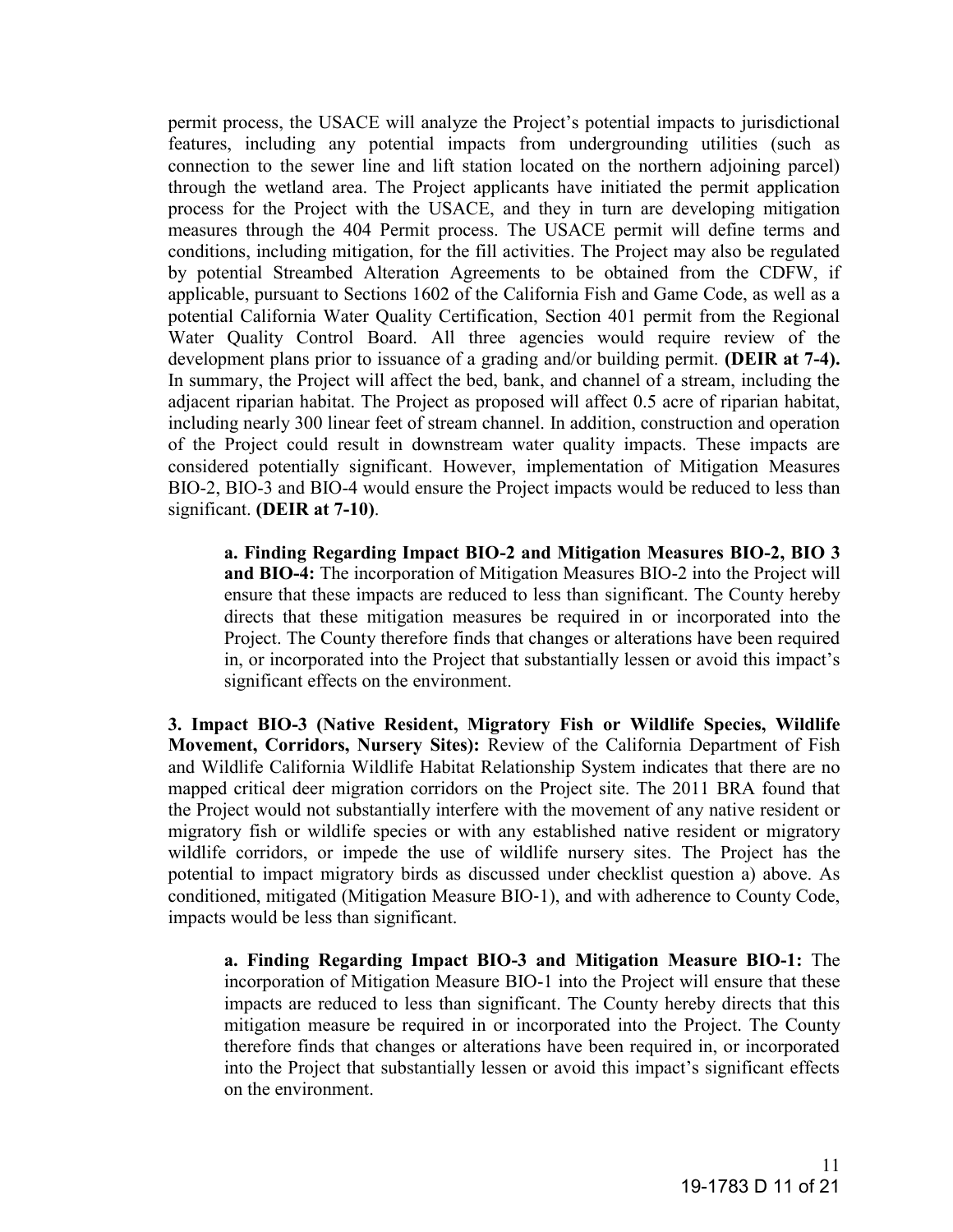permit process, the USACE will analyze the Project's potential impacts to jurisdictional features, including any potential impacts from undergrounding utilities (such as connection to the sewer line and lift station located on the northern adjoining parcel) through the wetland area. The Project applicants have initiated the permit application process for the Project with the USACE, and they in turn are developing mitigation measures through the 404 Permit process. The USACE permit will define terms and conditions, including mitigation, for the fill activities. The Project may also be regulated by potential Streambed Alteration Agreements to be obtained from the CDFW, if applicable, pursuant to Sections 1602 of the California Fish and Game Code, as well as a potential California Water Quality Certification, Section 401 permit from the Regional Water Quality Control Board. All three agencies would require review of the development plans prior to issuance of a grading and/or building permit. **(DEIR at 7-4).** In summary, the Project will affect the bed, bank, and channel of a stream, including the adjacent riparian habitat. The Project as proposed will affect 0.5 acre of riparian habitat, including nearly 300 linear feet of stream channel. In addition, construction and operation of the Project could result in downstream water quality impacts. These impacts are considered potentially significant. However, implementation of Mitigation Measures BIO-2, BIO-3 and BIO-4 would ensure the Project impacts would be reduced to less than significant. **(DEIR at 7-10)**.

> **a. Finding Regarding Impact BIO-2 and Mitigation Measures BIO-2, BIO 3 and BIO-4:** The incorporation of Mitigation Measures BIO-2 into the Project will ensure that these impacts are reduced to less than significant. The County hereby directs that these mitigation measures be required in or incorporated into the Project. The County therefore finds that changes or alterations have been required in, or incorporated into the Project that substantially lessen or avoid this impact's significant effects on the environment.

**3. Impact BIO-3 (Native Resident, Migratory Fish or Wildlife Species, Wildlife Movement, Corridors, Nursery Sites):** Review of the California Department of Fish and Wildlife California Wildlife Habitat Relationship System indicates that there are no mapped critical deer migration corridors on the Project site. The 2011 BRA found that the Project would not substantially interfere with the movement of any native resident or migratory fish or wildlife species or with any established native resident or migratory wildlife corridors, or impede the use of wildlife nursery sites. The Project has the potential to impact migratory birds as discussed under checklist question a) above. As conditioned, mitigated (Mitigation Measure BIO-1), and with adherence to County Code, impacts would be less than significant.

> **a. Finding Regarding Impact BIO-3 and Mitigation Measure BIO-1:** The incorporation of Mitigation Measure BIO-1 into the Project will ensure that these impacts are reduced to less than significant. The County hereby directs that this mitigation measure be required in or incorporated into the Project. The County therefore finds that changes or alterations have been required in, or incorporated into the Project that substantially lessen or avoid this impact's significant effects on the environment.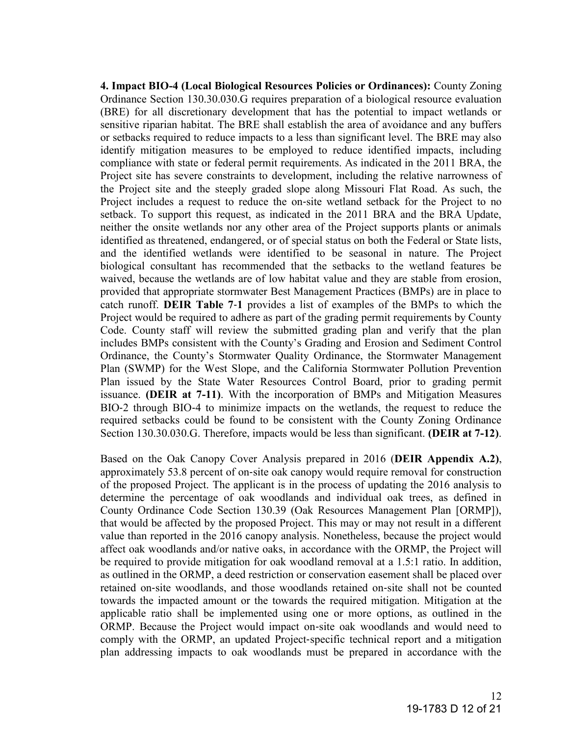**4. Impact BIO-4 (Local Biological Resources Policies or Ordinances):** County Zoning Ordinance Section 130.30.030.G requires preparation of a biological resource evaluation (BRE) for all discretionary development that has the potential to impact wetlands or sensitive riparian habitat. The BRE shall establish the area of avoidance and any buffers or setbacks required to reduce impacts to a less than significant level. The BRE may also identify mitigation measures to be employed to reduce identified impacts, including compliance with state or federal permit requirements. As indicated in the 2011 BRA, the Project site has severe constraints to development, including the relative narrowness of the Project site and the steeply graded slope along Missouri Flat Road. As such, the Project includes a request to reduce the on-site wetland setback for the Project to no setback. To support this request, as indicated in the 2011 BRA and the BRA Update, neither the onsite wetlands nor any other area of the Project supports plants or animals identified as threatened, endangered, or of special status on both the Federal or State lists, and the identified wetlands were identified to be seasonal in nature. The Project biological consultant has recommended that the setbacks to the wetland features be waived, because the wetlands are of low habitat value and they are stable from erosion, provided that appropriate stormwater Best Management Practices (BMPs) are in place to catch runoff. **DEIR Table 7-1** provides a list of examples of the BMPs to which the Project would be required to adhere as part of the grading permit requirements by County Code. County staff will review the submitted grading plan and verify that the plan includes BMPs consistent with the County's Grading and Erosion and Sediment Control Ordinance, the County's Stormwater Quality Ordinance, the Stormwater Management Plan (SWMP) for the West Slope, and the California Stormwater Pollution Prevention Plan issued by the State Water Resources Control Board, prior to grading permit issuance. **(DEIR at 7-11)**. With the incorporation of BMPs and Mitigation Measures BIO-2 through BIO-4 to minimize impacts on the wetlands, the request to reduce the required setbacks could be found to be consistent with the County Zoning Ordinance Section 130.30.030.G. Therefore, impacts would be less than significant. **(DEIR at 7-12)**.

Based on the Oak Canopy Cover Analysis prepared in 2016 (**DEIR Appendix A.2)**, approximately 53.8 percent of on-site oak canopy would require removal for construction of the proposed Project. The applicant is in the process of updating the 2016 analysis to determine the percentage of oak woodlands and individual oak trees, as defined in County Ordinance Code Section 130.39 (Oak Resources Management Plan [ORMP]), that would be affected by the proposed Project. This may or may not result in a different value than reported in the 2016 canopy analysis. Nonetheless, because the project would affect oak woodlands and/or native oaks, in accordance with the ORMP, the Project will be required to provide mitigation for oak woodland removal at a 1.5:1 ratio. In addition, as outlined in the ORMP, a deed restriction or conservation easement shall be placed over retained on-site woodlands, and those woodlands retained on-site shall not be counted towards the impacted amount or the towards the required mitigation. Mitigation at the applicable ratio shall be implemented using one or more options, as outlined in the ORMP. Because the Project would impact on-site oak woodlands and would need to comply with the ORMP, an updated Project-specific technical report and a mitigation plan addressing impacts to oak woodlands must be prepared in accordance with the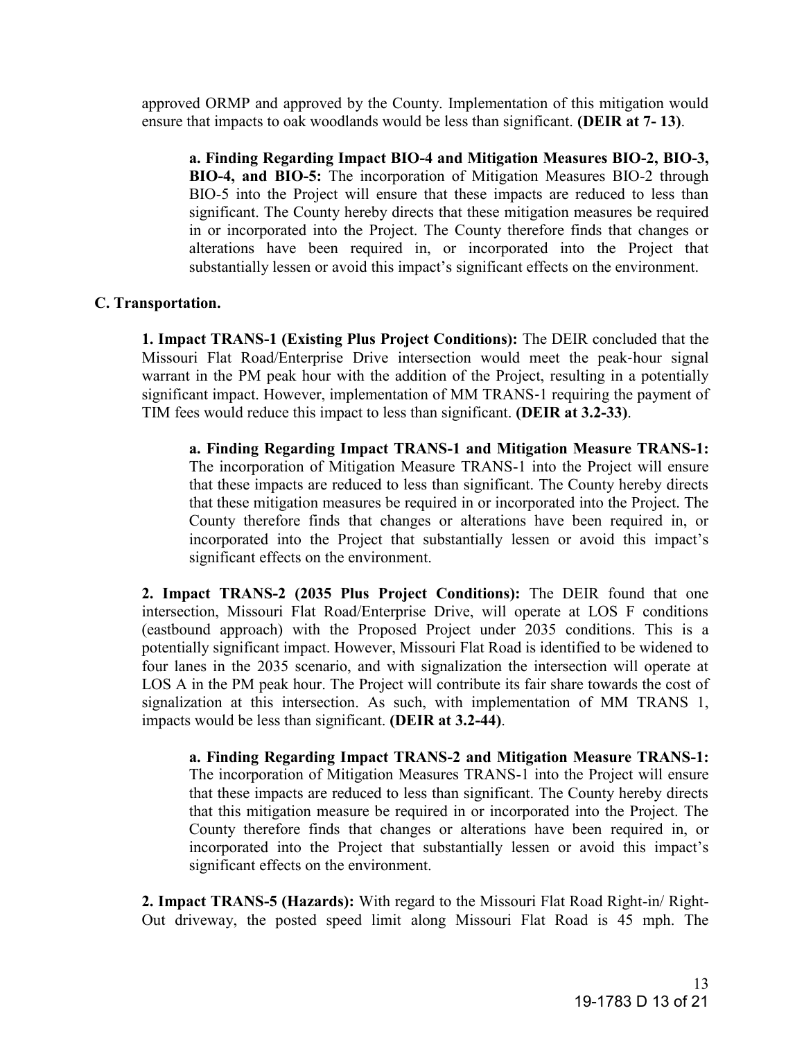approved ORMP and approved by the County. Implementation of this mitigation would ensure that impacts to oak woodlands would be less than significant. **(DEIR at 7- 13)**.

**a. Finding Regarding Impact BIO-4 and Mitigation Measures BIO-2, BIO-3, BIO-4, and BIO-5:** The incorporation of Mitigation Measures BIO-2 through BIO-5 into the Project will ensure that these impacts are reduced to less than significant. The County hereby directs that these mitigation measures be required in or incorporated into the Project. The County therefore finds that changes or alterations have been required in, or incorporated into the Project that substantially lessen or avoid this impact's significant effects on the environment.

**C. Transportation.**

**1. Impact TRANS-1 (Existing Plus Project Conditions):** The DEIR concluded that the Missouri Flat Road/Enterprise Drive intersection would meet the peak-hour signal warrant in the PM peak hour with the addition of the Project, resulting in a potentially significant impact. However, implementation of MM TRANS-1 requiring the payment of TIM fees would reduce this impact to less than significant. **(DEIR at 3.2-33)**.

**a. Finding Regarding Impact TRANS-1 and Mitigation Measure TRANS-1:** The incorporation of Mitigation Measure TRANS-1 into the Project will ensure that these impacts are reduced to less than significant. The County hereby directs that these mitigation measures be required in or incorporated into the Project. The County therefore finds that changes or alterations have been required in, or incorporated into the Project that substantially lessen or avoid this impact's significant effects on the environment.

**2. Impact TRANS-2 (2035 Plus Project Conditions):** The DEIR found that one intersection, Missouri Flat Road/Enterprise Drive, will operate at LOS F conditions (eastbound approach) with the Proposed Project under 2035 conditions. This is a potentially significant impact. However, Missouri Flat Road is identified to be widened to four lanes in the 2035 scenario, and with signalization the intersection will operate at LOS A in the PM peak hour. The Project will contribute its fair share towards the cost of signalization at this intersection. As such, with implementation of MM TRANS 1, impacts would be less than significant. **(DEIR at 3.2-44)**.

**a. Finding Regarding Impact TRANS-2 and Mitigation Measure TRANS-1:** The incorporation of Mitigation Measures TRANS-1 into the Project will ensure that these impacts are reduced to less than significant. The County hereby directs that this mitigation measure be required in or incorporated into the Project. The County therefore finds that changes or alterations have been required in, or incorporated into the Project that substantially lessen or avoid this impact's significant effects on the environment.

**2. Impact TRANS-5 (Hazards):** With regard to the Missouri Flat Road Right-in/ Right-Out driveway, the posted speed limit along Missouri Flat Road is 45 mph. The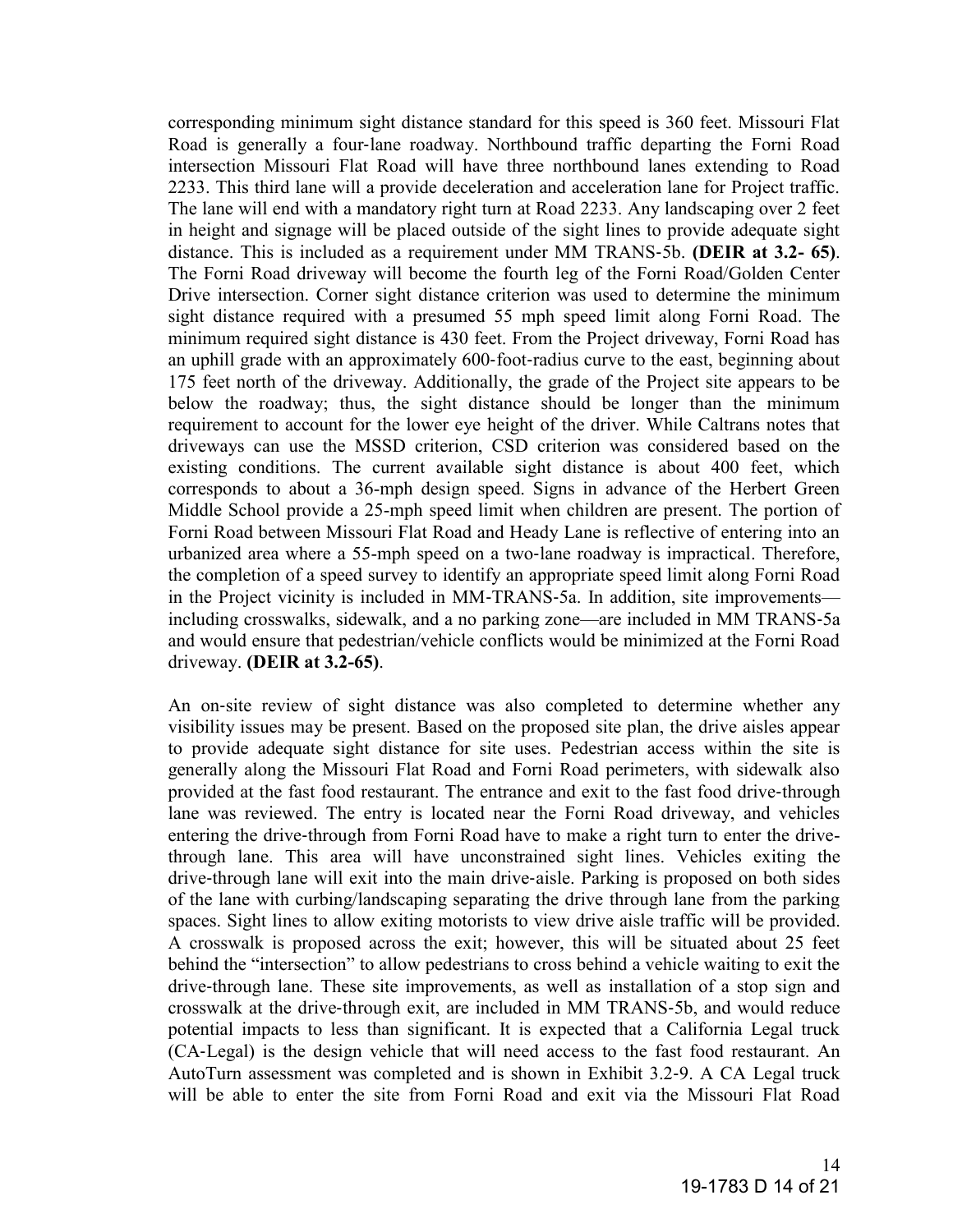corresponding minimum sight distance standard for this speed is 360 feet. Missouri Flat Road is generally a four-lane roadway. Northbound traffic departing the Forni Road intersection Missouri Flat Road will have three northbound lanes extending to Road 2233. This third lane will a provide deceleration and acceleration lane for Project traffic. The lane will end with a mandatory right turn at Road 2233. Any landscaping over 2 feet in height and signage will be placed outside of the sight lines to provide adequate sight distance. This is included as a requirement under MM TRANS-5b. **(DEIR at 3.2- 65)**. The Forni Road driveway will become the fourth leg of the Forni Road/Golden Center Drive intersection. Corner sight distance criterion was used to determine the minimum sight distance required with a presumed 55 mph speed limit along Forni Road. The minimum required sight distance is 430 feet. From the Project driveway, Forni Road has an uphill grade with an approximately 600-foot-radius curve to the east, beginning about 175 feet north of the driveway. Additionally, the grade of the Project site appears to be below the roadway; thus, the sight distance should be longer than the minimum requirement to account for the lower eye height of the driver. While Caltrans notes that driveways can use the MSSD criterion, CSD criterion was considered based on the existing conditions. The current available sight distance is about 400 feet, which corresponds to about a 36-mph design speed. Signs in advance of the Herbert Green Middle School provide a 25-mph speed limit when children are present. The portion of Forni Road between Missouri Flat Road and Heady Lane is reflective of entering into an urbanized area where a 55-mph speed on a two-lane roadway is impractical. Therefore, the completion of a speed survey to identify an appropriate speed limit along Forni Road in the Project vicinity is included in MM-TRANS-5a. In addition, site improvements—including crosswalks, sidewalk, and a no parking zone—are included in MM TRANS-5a and would ensure that pedestrian/vehicle conflicts would be minimized at the Forni Road driveway. **(DEIR at 3.2-65)**.

An on-site review of sight distance was also completed to determine whether any visibility issues may be present. Based on the proposed site plan, the drive aisles appear to provide adequate sight distance for site uses. Pedestrian access within the site is generally along the Missouri Flat Road and Forni Road perimeters, with sidewalk also provided at the fast food restaurant. The entrance and exit to the fast food drive-through lane was reviewed. The entry is located near the Forni Road driveway, and vehicles entering the drive-through from Forni Road have to make a right turn to enter the drive-through lane. This area will have unconstrained sight lines. Vehicles exiting the drive-through lane will exit into the main drive-aisle. Parking is proposed on both sides of the lane with curbing/landscaping separating the drive through lane from the parking spaces. Sight lines to allow exiting motorists to view drive aisle traffic will be provided. A crosswalk is proposed across the exit; however, this will be situated about 25 feet behind the "intersection" to allow pedestrians to cross behind a vehicle waiting to exit the drive-through lane. These site improvements, as well as installation of a stop sign and crosswalk at the drive-through exit, are included in MM TRANS-5b, and would reduce potential impacts to less than significant. It is expected that a California Legal truck (CA-Legal) is the design vehicle that will need access to the fast food restaurant. An AutoTurn assessment was completed and is shown in Exhibit 3.2-9. A CA Legal truck will be able to enter the site from Forni Road and exit via the Missouri Flat Road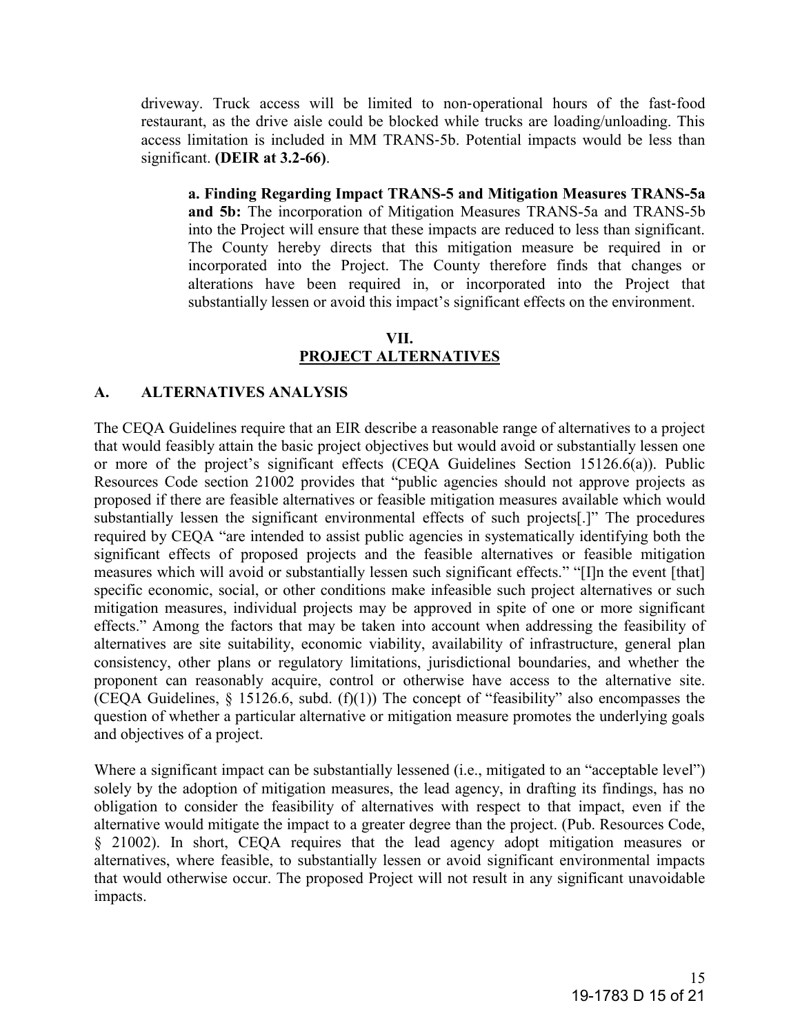driveway. Truck access will be limited to non-operational hours of the fast-food restaurant, as the drive aisle could be blocked while trucks are loading/unloading. This access limitation is included in MM TRANS-5b. Potential impacts would be less than significant. **(DEIR at 3.2-66)**.

> **a. Finding Regarding Impact TRANS-5 and Mitigation Measures TRANS-5a and 5b:** The incorporation of Mitigation Measures TRANS-5a and TRANS-5b into the Project will ensure that these impacts are reduced to less than significant. The County hereby directs that this mitigation measure be required in or incorporated into the Project. The County therefore finds that changes or alterations have been required in, or incorporated into the Project that substantially lessen or avoid this impact's significant effects on the environment.

## VII.
## PROJECT ALTERNATIVES

### A. ALTERNATIVES ANALYSIS

The CEQA Guidelines require that an EIR describe a reasonable range of alternatives to a project that would feasibly attain the basic project objectives but would avoid or substantially lessen one or more of the project's significant effects (CEQA Guidelines Section 15126.6(a)). Public Resources Code section 21002 provides that "public agencies should not approve projects as proposed if there are feasible alternatives or feasible mitigation measures available which would substantially lessen the significant environmental effects of such projects[.]" The procedures required by CEQA "are intended to assist public agencies in systematically identifying both the significant effects of proposed projects and the feasible alternatives or feasible mitigation measures which will avoid or substantially lessen such significant effects." "[I]n the event [that] specific economic, social, or other conditions make infeasible such project alternatives or such mitigation measures, individual projects may be approved in spite of one or more significant effects." Among the factors that may be taken into account when addressing the feasibility of alternatives are site suitability, economic viability, availability of infrastructure, general plan consistency, other plans or regulatory limitations, jurisdictional boundaries, and whether the proponent can reasonably acquire, control or otherwise have access to the alternative site. (CEQA Guidelines, § 15126.6, subd. (f)(1)) The concept of "feasibility" also encompasses the question of whether a particular alternative or mitigation measure promotes the underlying goals and objectives of a project.

Where a significant impact can be substantially lessened (i.e., mitigated to an "acceptable level") solely by the adoption of mitigation measures, the lead agency, in drafting its findings, has no obligation to consider the feasibility of alternatives with respect to that impact, even if the alternative would mitigate the impact to a greater degree than the project. (Pub. Resources Code, § 21002). In short, CEQA requires that the lead agency adopt mitigation measures or alternatives, where feasible, to substantially lessen or avoid significant environmental impacts that would otherwise occur. The proposed Project will not result in any significant unavoidable impacts.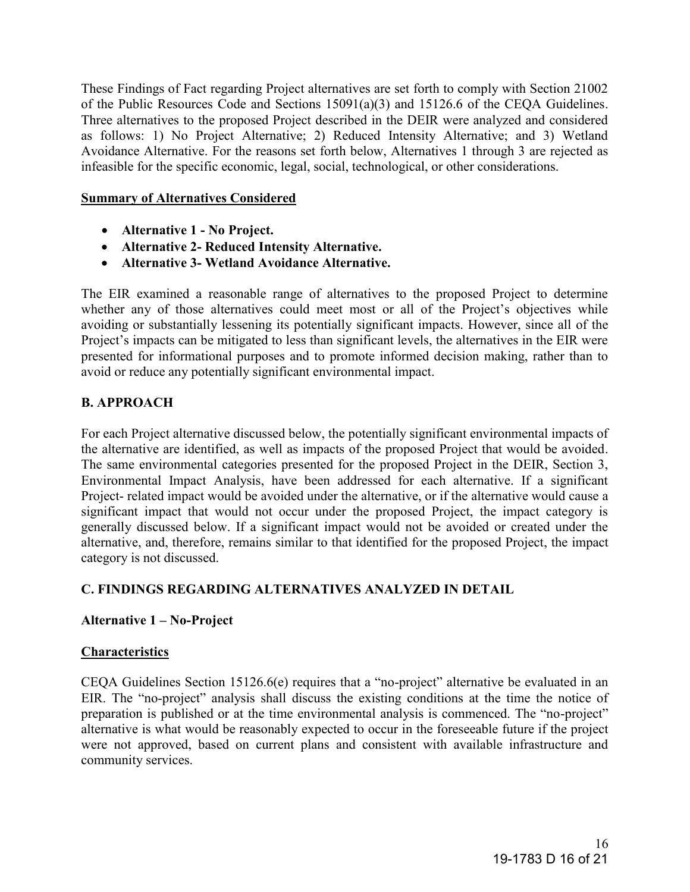These Findings of Fact regarding Project alternatives are set forth to comply with Section 21002 of the Public Resources Code and Sections 15091(a)(3) and 15126.6 of the CEQA Guidelines. Three alternatives to the proposed Project described in the DEIR were analyzed and considered as follows: 1) No Project Alternative; 2) Reduced Intensity Alternative; and 3) Wetland Avoidance Alternative. For the reasons set forth below, Alternatives 1 through 3 are rejected as infeasible for the specific economic, legal, social, technological, or other considerations.

**Summary of Alternatives Considered**

- **Alternative 1 - No Project.**
- **Alternative 2- Reduced Intensity Alternative.**
- **Alternative 3- Wetland Avoidance Alternative.**

The EIR examined a reasonable range of alternatives to the proposed Project to determine whether any of those alternatives could meet most or all of the Project's objectives while avoiding or substantially lessening its potentially significant impacts. However, since all of the Project's impacts can be mitigated to less than significant levels, the alternatives in the EIR were presented for informational purposes and to promote informed decision making, rather than to avoid or reduce any potentially significant environmental impact.

## B. APPROACH

For each Project alternative discussed below, the potentially significant environmental impacts of the alternative are identified, as well as impacts of the proposed Project that would be avoided. The same environmental categories presented for the proposed Project in the DEIR, Section 3, Environmental Impact Analysis, have been addressed for each alternative. If a significant Project- related impact would be avoided under the alternative, or if the alternative would cause a significant impact that would not occur under the proposed Project, the impact category is generally discussed below. If a significant impact would not be avoided or created under the alternative, and, therefore, remains similar to that identified for the proposed Project, the impact category is not discussed.

## C. FINDINGS REGARDING ALTERNATIVES ANALYZED IN DETAIL

### Alternative 1 – No-Project

**Characteristics**

CEQA Guidelines Section 15126.6(e) requires that a "no-project" alternative be evaluated in an EIR. The "no-project" analysis shall discuss the existing conditions at the time the notice of preparation is published or at the time environmental analysis is commenced. The "no-project" alternative is what would be reasonably expected to occur in the foreseeable future if the project were not approved, based on current plans and consistent with available infrastructure and community services.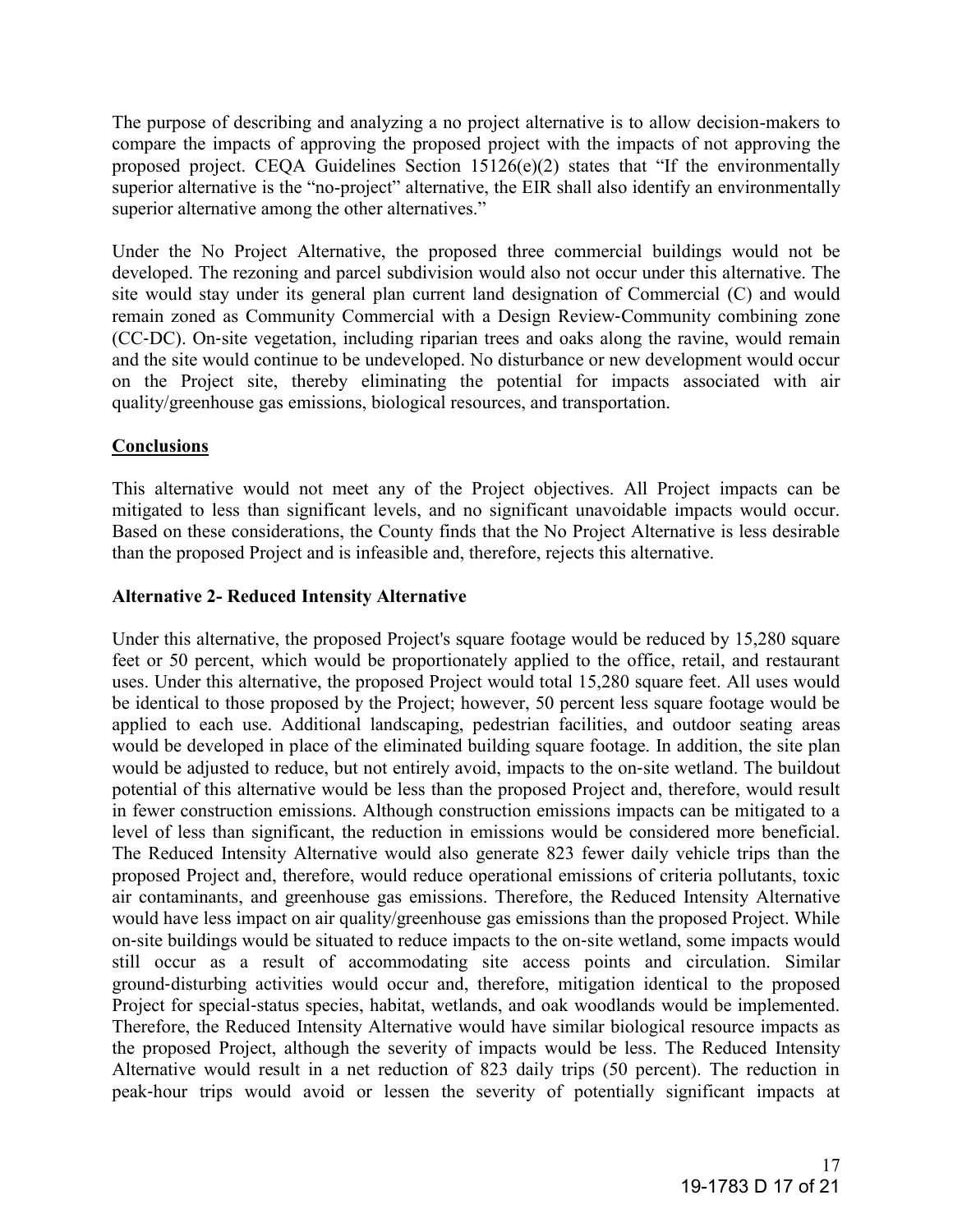The purpose of describing and analyzing a no project alternative is to allow decision-makers to compare the impacts of approving the proposed project with the impacts of not approving the proposed project. CEQA Guidelines Section 15126(e)(2) states that "If the environmentally superior alternative is the "no-project" alternative, the EIR shall also identify an environmentally superior alternative among the other alternatives."

Under the No Project Alternative, the proposed three commercial buildings would not be developed. The rezoning and parcel subdivision would also not occur under this alternative. The site would stay under its general plan current land designation of Commercial (C) and would remain zoned as Community Commercial with a Design Review-Community combining zone (CC-DC). On-site vegetation, including riparian trees and oaks along the ravine, would remain and the site would continue to be undeveloped. No disturbance or new development would occur on the Project site, thereby eliminating the potential for impacts associated with air quality/greenhouse gas emissions, biological resources, and transportation.

**Conclusions**

This alternative would not meet any of the Project objectives. All Project impacts can be mitigated to less than significant levels, and no significant unavoidable impacts would occur. Based on these considerations, the County finds that the No Project Alternative is less desirable than the proposed Project and is infeasible and, therefore, rejects this alternative.

**Alternative 2- Reduced Intensity Alternative**

Under this alternative, the proposed Project's square footage would be reduced by 15,280 square feet or 50 percent, which would be proportionately applied to the office, retail, and restaurant uses. Under this alternative, the proposed Project would total 15,280 square feet. All uses would be identical to those proposed by the Project; however, 50 percent less square footage would be applied to each use. Additional landscaping, pedestrian facilities, and outdoor seating areas would be developed in place of the eliminated building square footage. In addition, the site plan would be adjusted to reduce, but not entirely avoid, impacts to the on-site wetland. The buildout potential of this alternative would be less than the proposed Project and, therefore, would result in fewer construction emissions. Although construction emissions impacts can be mitigated to a level of less than significant, the reduction in emissions would be considered more beneficial. The Reduced Intensity Alternative would also generate 823 fewer daily vehicle trips than the proposed Project and, therefore, would reduce operational emissions of criteria pollutants, toxic air contaminants, and greenhouse gas emissions. Therefore, the Reduced Intensity Alternative would have less impact on air quality/greenhouse gas emissions than the proposed Project. While on-site buildings would be situated to reduce impacts to the on-site wetland, some impacts would still occur as a result of accommodating site access points and circulation. Similar ground-disturbing activities would occur and, therefore, mitigation identical to the proposed Project for special-status species, habitat, wetlands, and oak woodlands would be implemented. Therefore, the Reduced Intensity Alternative would have similar biological resource impacts as the proposed Project, although the severity of impacts would be less. The Reduced Intensity Alternative would result in a net reduction of 823 daily trips (50 percent). The reduction in peak-hour trips would avoid or lessen the severity of potentially significant impacts at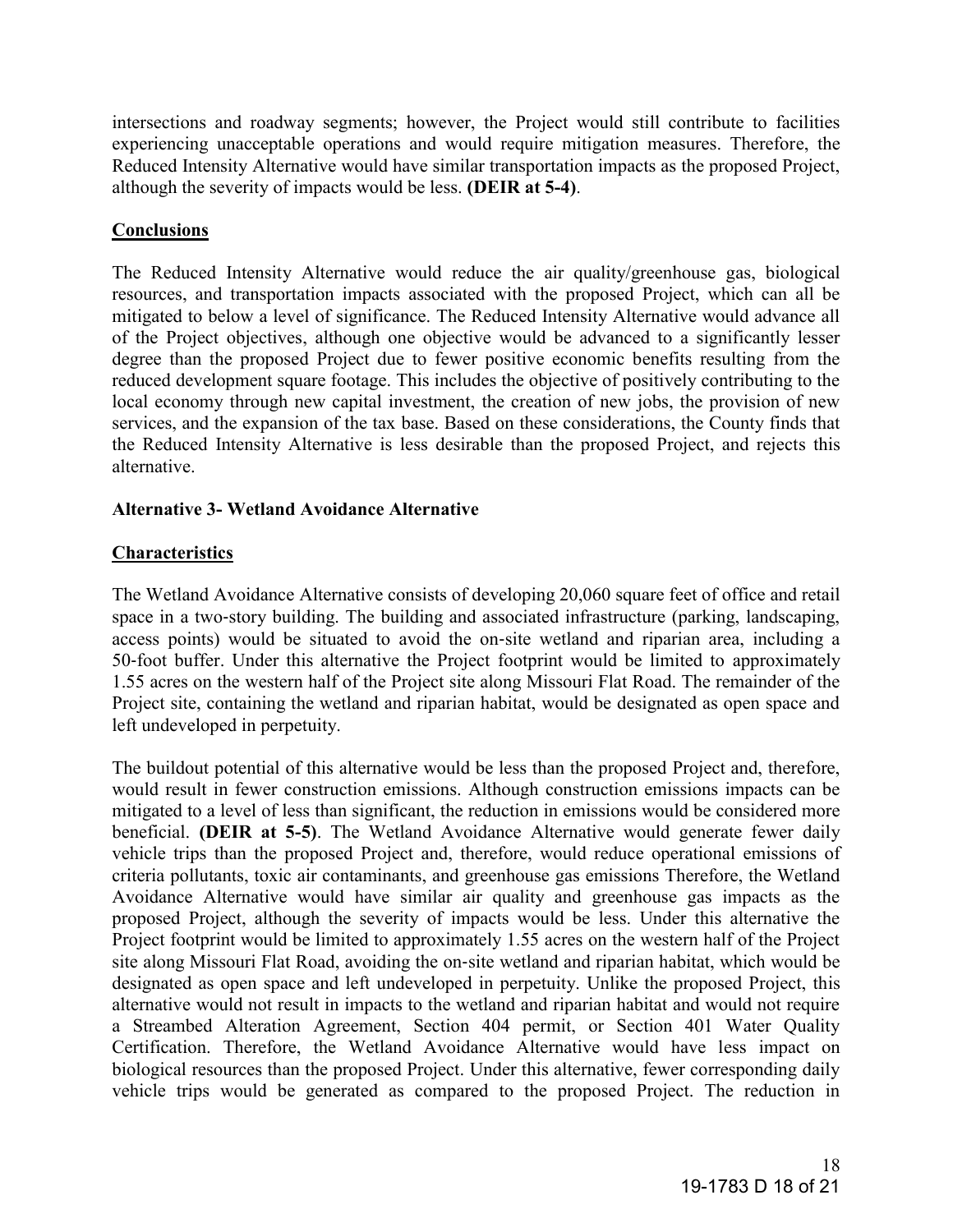intersections and roadway segments; however, the Project would still contribute to facilities experiencing unacceptable operations and would require mitigation measures. Therefore, the Reduced Intensity Alternative would have similar transportation impacts as the proposed Project, although the severity of impacts would be less. **(DEIR at 5-4)**.

**<u>Conclusions</u>**

The Reduced Intensity Alternative would reduce the air quality/greenhouse gas, biological resources, and transportation impacts associated with the proposed Project, which can all be mitigated to below a level of significance. The Reduced Intensity Alternative would advance all of the Project objectives, although one objective would be advanced to a significantly lesser degree than the proposed Project due to fewer positive economic benefits resulting from the reduced development square footage. This includes the objective of positively contributing to the local economy through new capital investment, the creation of new jobs, the provision of new services, and the expansion of the tax base. Based on these considerations, the County finds that the Reduced Intensity Alternative is less desirable than the proposed Project, and rejects this alternative.

**Alternative 3- Wetland Avoidance Alternative**

**<u>Characteristics</u>**

The Wetland Avoidance Alternative consists of developing 20,060 square feet of office and retail space in a two-story building. The building and associated infrastructure (parking, landscaping, access points) would be situated to avoid the on-site wetland and riparian area, including a 50-foot buffer. Under this alternative the Project footprint would be limited to approximately 1.55 acres on the western half of the Project site along Missouri Flat Road. The remainder of the Project site, containing the wetland and riparian habitat, would be designated as open space and left undeveloped in perpetuity.

The buildout potential of this alternative would be less than the proposed Project and, therefore, would result in fewer construction emissions. Although construction emissions impacts can be mitigated to a level of less than significant, the reduction in emissions would be considered more beneficial. **(DEIR at 5-5)**. The Wetland Avoidance Alternative would generate fewer daily vehicle trips than the proposed Project and, therefore, would reduce operational emissions of criteria pollutants, toxic air contaminants, and greenhouse gas emissions Therefore, the Wetland Avoidance Alternative would have similar air quality and greenhouse gas impacts as the proposed Project, although the severity of impacts would be less. Under this alternative the Project footprint would be limited to approximately 1.55 acres on the western half of the Project site along Missouri Flat Road, avoiding the on-site wetland and riparian habitat, which would be designated as open space and left undeveloped in perpetuity. Unlike the proposed Project, this alternative would not result in impacts to the wetland and riparian habitat and would not require a Streambed Alteration Agreement, Section 404 permit, or Section 401 Water Quality Certification. Therefore, the Wetland Avoidance Alternative would have less impact on biological resources than the proposed Project. Under this alternative, fewer corresponding daily vehicle trips would be generated as compared to the proposed Project. The reduction in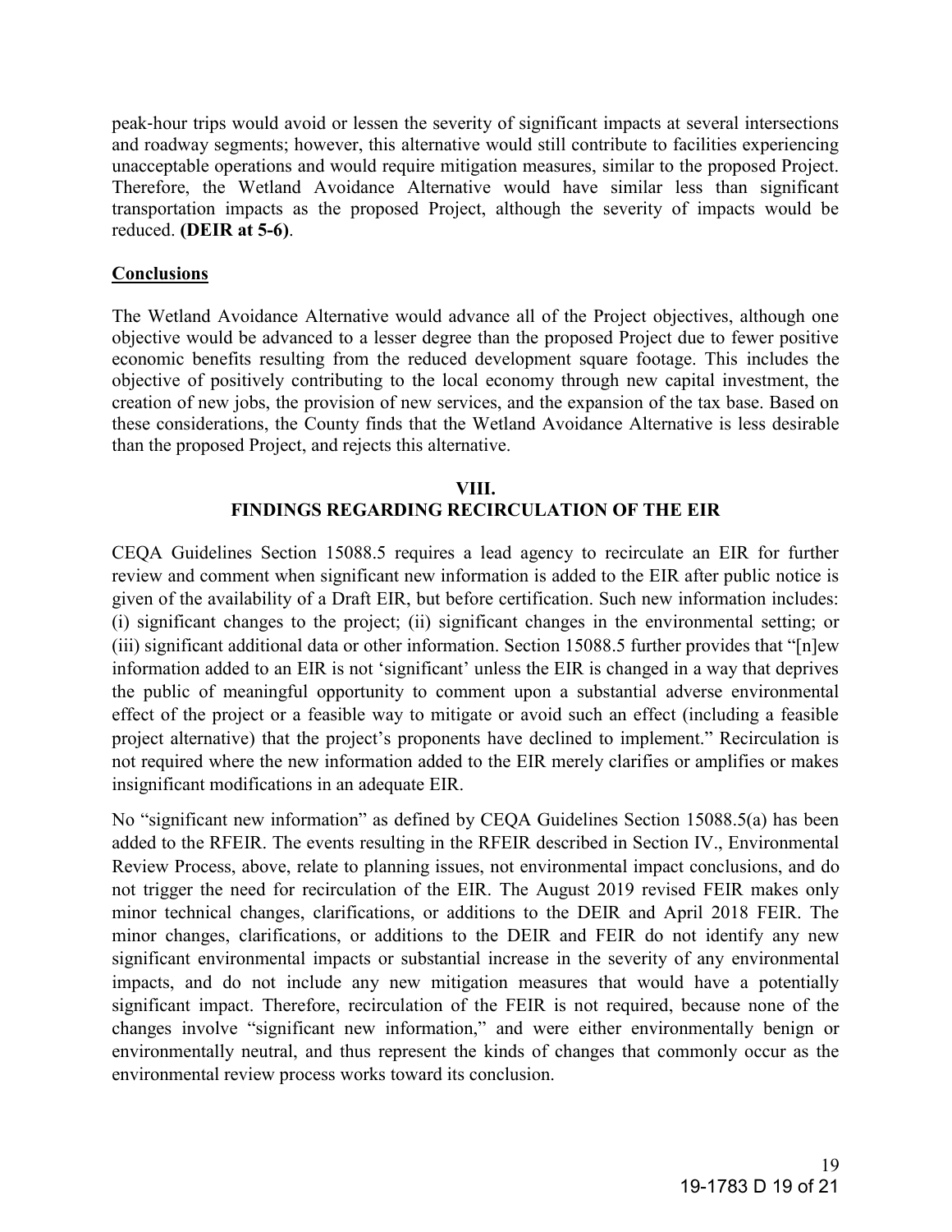peak-hour trips would avoid or lessen the severity of significant impacts at several intersections and roadway segments; however, this alternative would still contribute to facilities experiencing unacceptable operations and would require mitigation measures, similar to the proposed Project. Therefore, the Wetland Avoidance Alternative would have similar less than significant transportation impacts as the proposed Project, although the severity of impacts would be reduced. **(DEIR at 5-6)**.

**Conclusions**

The Wetland Avoidance Alternative would advance all of the Project objectives, although one objective would be advanced to a lesser degree than the proposed Project due to fewer positive economic benefits resulting from the reduced development square footage. This includes the objective of positively contributing to the local economy through new capital investment, the creation of new jobs, the provision of new services, and the expansion of the tax base. Based on these considerations, the County finds that the Wetland Avoidance Alternative is less desirable than the proposed Project, and rejects this alternative.

## VIII.
## FINDINGS REGARDING RECIRCULATION OF THE EIR

CEQA Guidelines Section 15088.5 requires a lead agency to recirculate an EIR for further review and comment when significant new information is added to the EIR after public notice is given of the availability of a Draft EIR, but before certification. Such new information includes: (i) significant changes to the project; (ii) significant changes in the environmental setting; or (iii) significant additional data or other information. Section 15088.5 further provides that "[n]ew information added to an EIR is not 'significant' unless the EIR is changed in a way that deprives the public of meaningful opportunity to comment upon a substantial adverse environmental effect of the project or a feasible way to mitigate or avoid such an effect (including a feasible project alternative) that the project's proponents have declined to implement." Recirculation is not required where the new information added to the EIR merely clarifies or amplifies or makes insignificant modifications in an adequate EIR.

No "significant new information" as defined by CEQA Guidelines Section 15088.5(a) has been added to the RFEIR. The events resulting in the RFEIR described in Section IV., Environmental Review Process, above, relate to planning issues, not environmental impact conclusions, and do not trigger the need for recirculation of the EIR. The August 2019 revised FEIR makes only minor technical changes, clarifications, or additions to the DEIR and April 2018 FEIR. The minor changes, clarifications, or additions to the DEIR and FEIR do not identify any new significant environmental impacts or substantial increase in the severity of any environmental impacts, and do not include any new mitigation measures that would have a potentially significant impact. Therefore, recirculation of the FEIR is not required, because none of the changes involve "significant new information," and were either environmentally benign or environmentally neutral, and thus represent the kinds of changes that commonly occur as the environmental review process works toward its conclusion.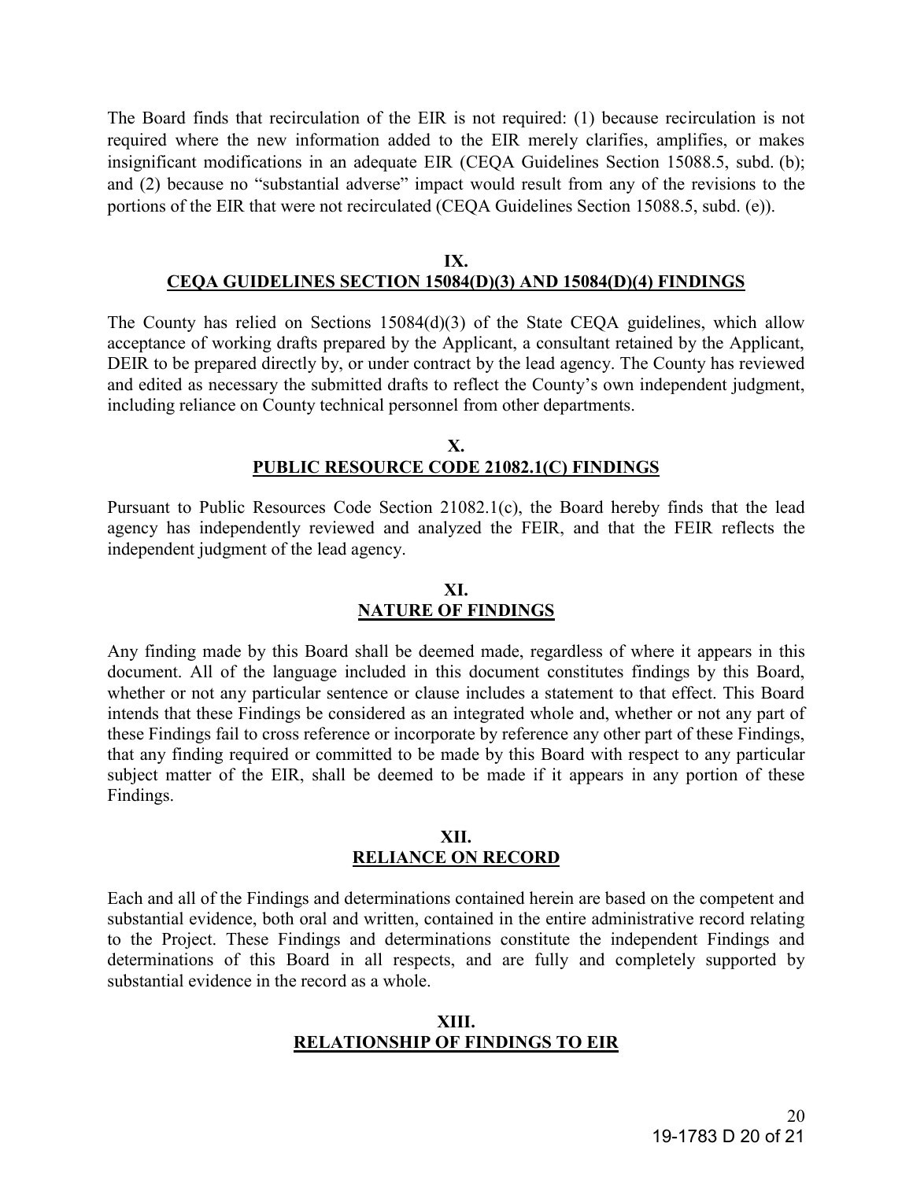The Board finds that recirculation of the EIR is not required: (1) because recirculation is not required where the new information added to the EIR merely clarifies, amplifies, or makes insignificant modifications in an adequate EIR (CEQA Guidelines Section 15088.5, subd. (b); and (2) because no "substantial adverse" impact would result from any of the revisions to the portions of the EIR that were not recirculated (CEQA Guidelines Section 15088.5, subd. (e)).

## IX.
## CEQA GUIDELINES SECTION 15084(D)(3) AND 15084(D)(4) FINDINGS

The County has relied on Sections 15084(d)(3) of the State CEQA guidelines, which allow acceptance of working drafts prepared by the Applicant, a consultant retained by the Applicant, DEIR to be prepared directly by, or under contract by the lead agency. The County has reviewed and edited as necessary the submitted drafts to reflect the County's own independent judgment, including reliance on County technical personnel from other departments.

## X.
## PUBLIC RESOURCE CODE 21082.1(C) FINDINGS

Pursuant to Public Resources Code Section 21082.1(c), the Board hereby finds that the lead agency has independently reviewed and analyzed the FEIR, and that the FEIR reflects the independent judgment of the lead agency.

## XI.
## NATURE OF FINDINGS

Any finding made by this Board shall be deemed made, regardless of where it appears in this document. All of the language included in this document constitutes findings by this Board, whether or not any particular sentence or clause includes a statement to that effect. This Board intends that these Findings be considered as an integrated whole and, whether or not any part of these Findings fail to cross reference or incorporate by reference any other part of these Findings, that any finding required or committed to be made by this Board with respect to any particular subject matter of the EIR, shall be deemed to be made if it appears in any portion of these Findings.

## XII.
## RELIANCE ON RECORD

Each and all of the Findings and determinations contained herein are based on the competent and substantial evidence, both oral and written, contained in the entire administrative record relating to the Project. These Findings and determinations constitute the independent Findings and determinations of this Board in all respects, and are fully and completely supported by substantial evidence in the record as a whole.

## XIII.
## RELATIONSHIP OF FINDINGS TO EIR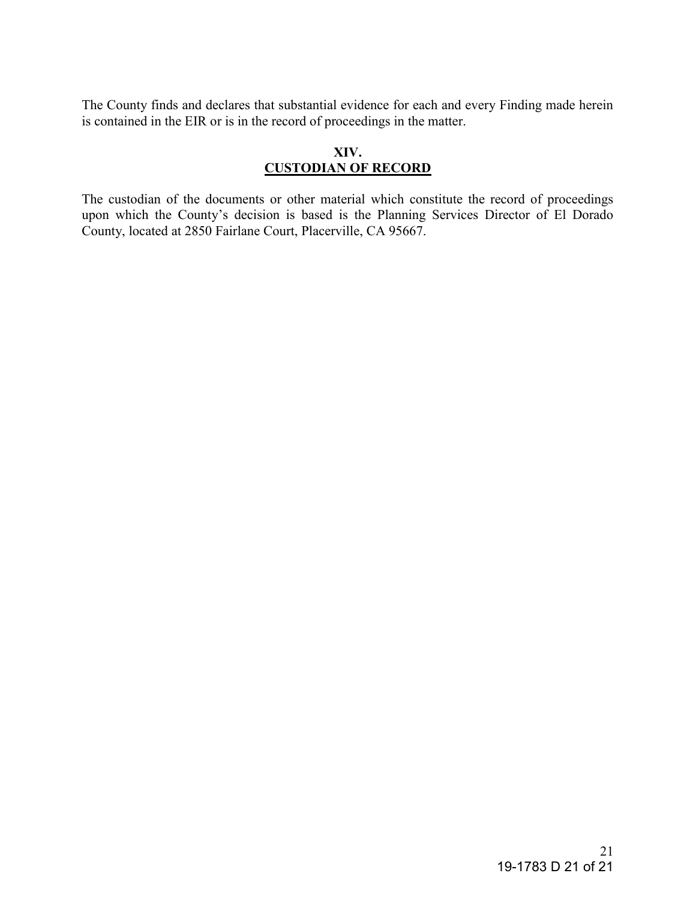The County finds and declares that substantial evidence for each and every Finding made herein is contained in the EIR or is in the record of proceedings in the matter.

## XIV.
## CUSTODIAN OF RECORD

The custodian of the documents or other material which constitute the record of proceedings upon which the County's decision is based is the Planning Services Director of El Dorado County, located at 2850 Fairlane Court, Placerville, CA 95667.